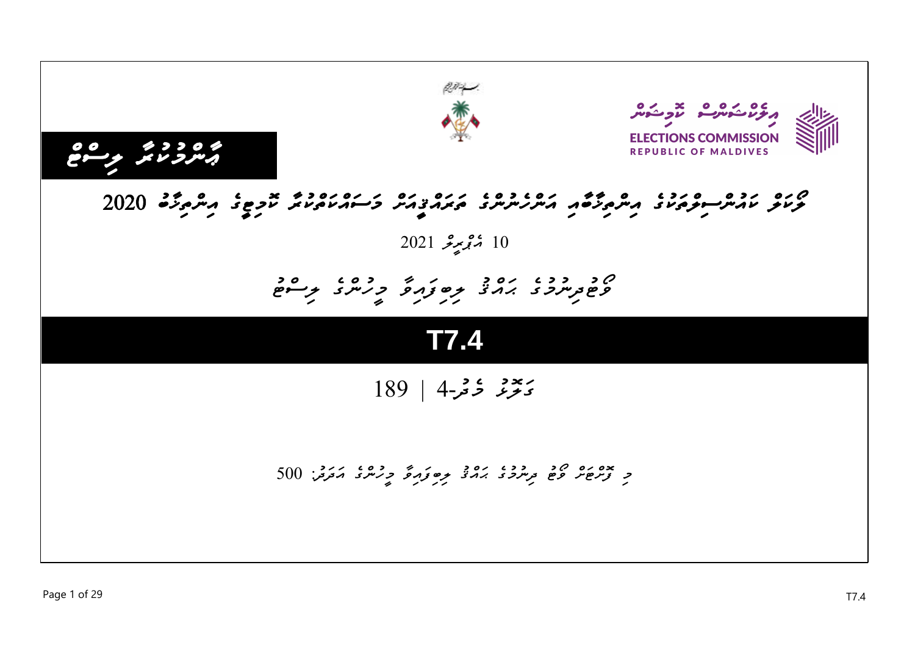بسم الله الرحمن الرحيم

އިލެކްޝަންސް ކޮމިޝަން

ELECTIONS COMMISSION

REPUBLIC OF MALDIVES

އަންދާޒާ ލިސްޓް

# ލޯކަލް ކައުންސިލްތަކުގެ އިންތިޚާބާއި އަންހެނުންގެ ތަރައްޤީއަށް މަސައްކަތްކުރާ ކޮމިޓީގެ އިންތިޚާބު 2020

10 އޭޕްރީލް 2021

ވޯޓުދިނުމުގެ ބައްޔު ލިބިފައިވާ މީހުންގެ ލިސްޓު

## T7.4

ގަލޮޅު މާލެ-4 | 189

މި ފޯރމަށް ވޯޓު ދިނުމުގެ ބައްޔު ލިބިފައިވާ މީހުންގެ އަދަދު: 500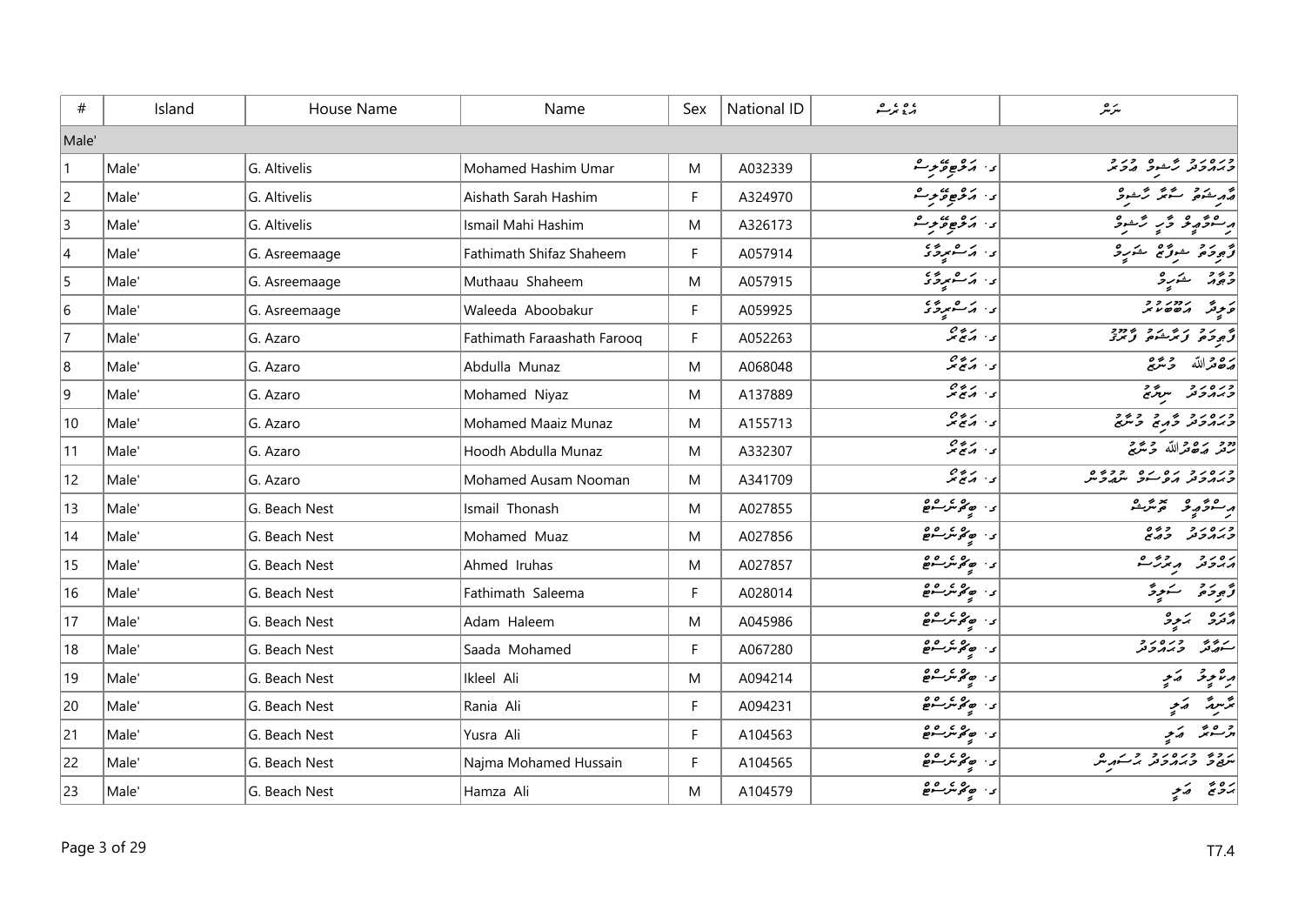| # | Island | House Name | Name | Sex | National ID | ގެއްގެ ނަން | ނަން |
|---|---|---|---|---|---|---|---|
| Male' | | | | | | | |
| 1 | Male' | G. Altivelis | Mohamed Hashim Umar | M | A032339 | ގ. އަލްޓިވެލިސް | މުޙައްމަދު ހާޝިމް އުމަރު |
| 2 | Male' | G. Altivelis | Aishath Sarah Hashim | F | A324970 | ގ. އަލްޓިވެލިސް | އައިޝަތު ސާރާ ހާޝިމް |
| 3 | Male' | G. Altivelis | Ismail Mahi Hashim | M | A326173 | ގ. އަލްޓިވެލިސް | އިސްމާޢީލް މާހި ހާޝިމް |
| 4 | Male' | G. Asreemaage | Fathimath Shifaz Shaheem | F | A057914 | ގ. އަސްރީމާގެ | ފާތިމަތު ޝިފާޒް ޝަހީމް |
| 5 | Male' | G. Asreemaage | Muthaau Shaheem | M | A057915 | ގ. އަސްރީމާގެ | މުތާއު ޝަހީމް |
| 6 | Male' | G. Asreemaage | Waleeda Aboobakur | F | A059925 | ގ. އަސްރީމާގެ | ވަލީދާ އަބޫބަކުރު |
| 7 | Male' | G. Azaro | Fathimath Faraashath Farooq | F | A052263 | ގ. އަޒާރޯ | ފާތިމަތު ފަރާޝަތު ފާރޫޤު |
| 8 | Male' | G. Azaro | Abdulla Munaz | M | A068048 | ގ. އަޒާރޯ | އަބްދުﷲ މުނާޒް |
| 9 | Male' | G. Azaro | Mohamed Niyaz | M | A137889 | ގ. އަޒާރޯ | މުޙައްމަދު ނިޔާޒް |
| 10 | Male' | G. Azaro | Mohamed Maaiz Munaz | M | A155713 | ގ. އަޒާރޯ | މުޙައްމަދު މާއިޒް މުނާޒް |
| 11 | Male' | G. Azaro | Hoodh Abdulla Munaz | M | A332307 | ގ. އަޒާރޯ | ހޫދު އަބްދުﷲ މުނާޒް |
| 12 | Male' | G. Azaro | Mohamed Ausam Nooman | M | A341709 | ގ. އަޒާރޯ | މުޙައްމަދު އައުސަމް ނުޢުމާން |
| 13 | Male' | G. Beach Nest | Ismail Thonash | M | A027855 | ގ. ބީޗްނެސްޓް | އިސްމާޢީލް ތޮނާޝް |
| 14 | Male' | G. Beach Nest | Mohamed Muaz | M | A027856 | ގ. ބީޗްނެސްޓް | މުޙައްމަދު މުޢާޒު |
| 15 | Male' | G. Beach Nest | Ahmed Iruhas | M | A027857 | ގ. ބީޗްނެސްޓް | އަޙްމަދު އިރުހާސް |
| 16 | Male' | G. Beach Nest | Fathimath Saleema | F | A028014 | ގ. ބީޗްނެސްޓް | ފާތިމަތު ސަލީމާ |
| 17 | Male' | G. Beach Nest | Adam Haleem | M | A045986 | ގ. ބީޗްނެސްޓް | އާދަމް ހަލީމް |
| 18 | Male' | G. Beach Nest | Saada Mohamed | F | A067280 | ގ. ބީޗްނެސްޓް | ސަޢާދާ މުޙައްމަދު |
| 19 | Male' | G. Beach Nest | Ikleel Ali | M | A094214 | ގ. ބީޗްނެސްޓް | އިކުލީލް އަލި |
| 20 | Male' | G. Beach Nest | Rania Ali | F | A094231 | ގ. ބީޗްނެސްޓް | ރާނިޔާ އަލި |
| 21 | Male' | G. Beach Nest | Yusra Ali | F | A104563 | ގ. ބީޗްނެސްޓް | ޔުސްރާ އަލި |
| 22 | Male' | G. Beach Nest | Najma Mohamed Hussain | F | A104565 | ގ. ބީޗްނެސްޓް | ނަޖުމާ މުޙައްމަދު ޙުސައިން |
| 23 | Male' | G. Beach Nest | Hamza Ali | M | A104579 | ގ. ބީޗްނެސްޓް | ހަމްޒާ އަލި |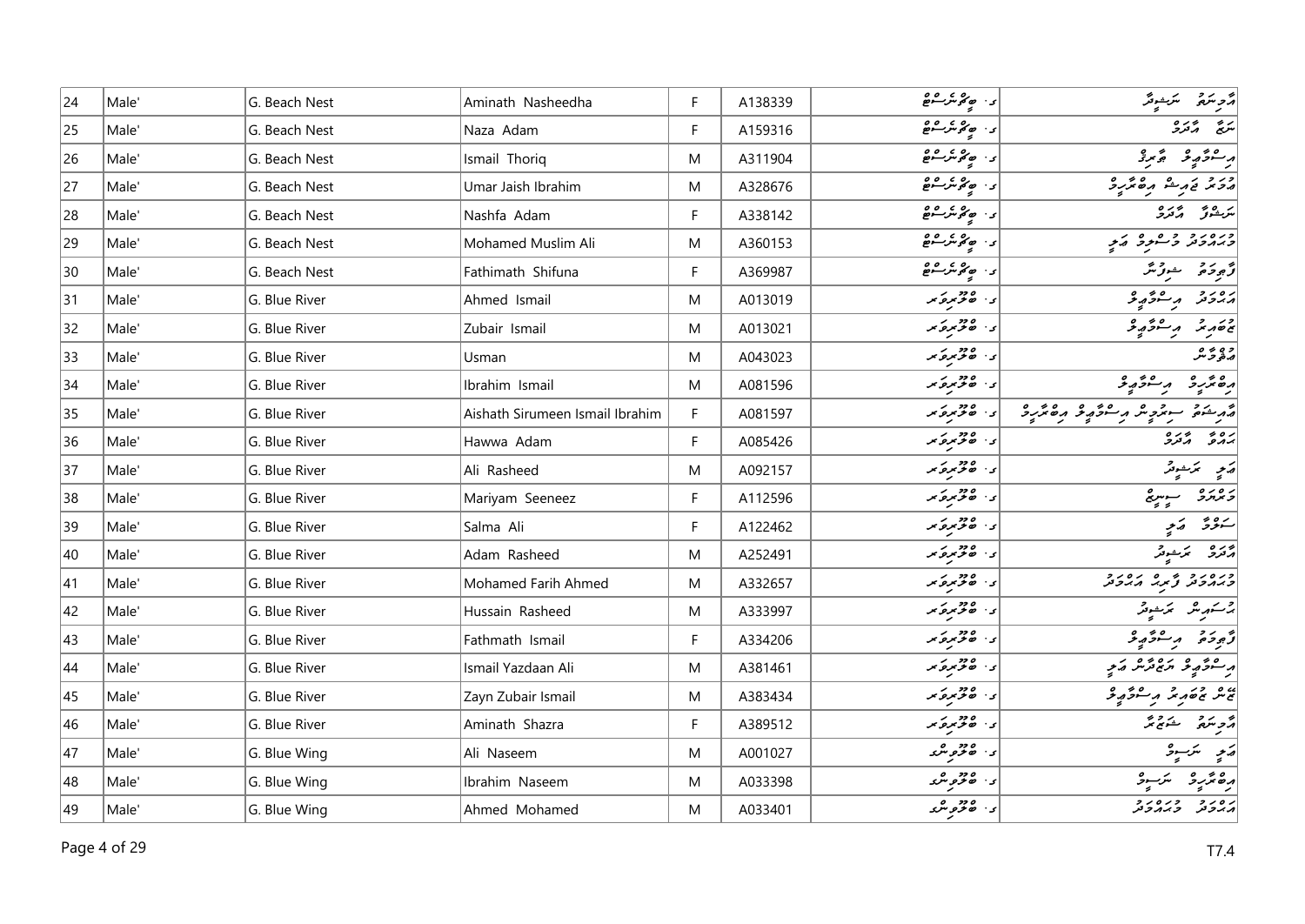| 24 | Male' | G. Beach Nest | Aminath Nasheedha | F | A138339 | ގ. ބީޗްނެސްޓް | އާމިނަތު ނަޝީދާ |
|---|---|---|---|---|---|---|---|
| 25 | Male' | G. Beach Nest | Naza Adam | F | A159316 | ގ. ބީޗްނެސްޓް | ނަޒާ އާދަމް |
| 26 | Male' | G. Beach Nest | Ismail Thoriq | M | A311904 | ގ. ބީޗްނެސްޓް | އިސްމާޢީލް ޠާރިޤު |
| 27 | Male' | G. Beach Nest | Umar Jaish Ibrahim | M | A328676 | ގ. ބީޗްނެސްޓް | ޢުމަރު ޖައިޝް އިބްރާހީމް |
| 28 | Male' | G. Beach Nest | Nashfa Adam | F | A338142 | ގ. ބީޗްނެސްޓް | ނަޝްފާ އާދަމް |
| 29 | Male' | G. Beach Nest | Mohamed Muslim Ali | M | A360153 | ގ. ބީޗްނެސްޓް | މުޙައްމަދު މުސްލިމް ޢަލީ |
| 30 | Male' | G. Beach Nest | Fathimath Shifuna | F | A369987 | ގ. ބީޗްނެސްޓް | ފާތިމަތު ޝިފޫނާ |
| 31 | Male' | G. Blue River | Ahmed Ismail | M | A013019 | ގ. ބްލޫރިވަރ | އަޙްމަދު އިސްމާޢީލް |
| 32 | Male' | G. Blue River | Zubair Ismail | M | A013021 | ގ. ބްލޫރިވަރ | ޒުބައިރު އިސްމާޢީލް |
| 33 | Male' | G. Blue River | Usman | M | A043023 | ގ. ބްލޫރިވަރ | ޢުثްމާން |
| 34 | Male' | G. Blue River | Ibrahim Ismail | M | A081596 | ގ. ބްލޫރިވަރ | އިބްރާހީމް އިސްމާޢީލް |
| 35 | Male' | G. Blue River | Aishath Sirumeen Ismail Ibrahim | F | A081597 | ގ. ބްލޫރިވަރ | ޢާއިޝަތު ސިރުމީން އިސްމާޢީލް އިބްރާހީމް |
| 36 | Male' | G. Blue River | Hawwa Adam | F | A085426 | ގ. ބްލޫރިވަރ | ޙައްވާ އާދަމް |
| 37 | Male' | G. Blue River | Ali Rasheed | M | A092157 | ގ. ބްލޫރިވަރ | ޢަލީ ރަޝީދު |
| 38 | Male' | G. Blue River | Mariyam Seeneez | F | A112596 | ގ. ބްލޫރިވަރ | މަރިޔަމް ސީނީޒް |
| 39 | Male' | G. Blue River | Salma Ali | F | A122462 | ގ. ބްލޫރިވަރ | ސަލްމާ ޢަލީ |
| 40 | Male' | G. Blue River | Adam Rasheed | M | A252491 | ގ. ބްލޫރިވަރ | އާދަމް ރަޝީދު |
| 41 | Male' | G. Blue River | Mohamed Farih Ahmed | M | A332657 | ގ. ބްލޫރިވަރ | މުޙައްމަދު ފާރިހް އަޙްމަދު |
| 42 | Male' | G. Blue River | Hussain Rasheed | M | A333997 | ގ. ބްލޫރިވަރ | ޙުސައިން ރަޝީދު |
| 43 | Male' | G. Blue River | Fathmath Ismail | F | A334206 | ގ. ބްލޫރިވަރ | ފާތިމަތު އިސްމާޢީލް |
| 44 | Male' | G. Blue River | Ismail Yazdaan Ali | M | A381461 | ގ. ބްލޫރިވަރ | އިސްމާޢީލް ޔަޒްދާން ޢަލީ |
| 45 | Male' | G. Blue River | Zayn Zubair Ismail | M | A383434 | ގ. ބްލޫރިވަރ | ޒޭން ޒުބައިރު އިސްމާޢީލް |
| 46 | Male' | G. Blue River | Aminath Shazra | F | A389512 | ގ. ބްލޫރިވަރ | އާމިނަތު ޝަޒްރާ |
| 47 | Male' | G. Blue Wing | Ali Naseem | M | A001027 | ގ. ބްލޫވިންގ | ޢަލީ ނަސީމް |
| 48 | Male' | G. Blue Wing | Ibrahim Naseem | M | A033398 | ގ. ބްލޫވިންގ | އިބްރާހީމް ނަސީމް |
| 49 | Male' | G. Blue Wing | Ahmed Mohamed | M | A033401 | ގ. ބްލޫވިންގ | އަޙްމަދު މުޙައްމަދު |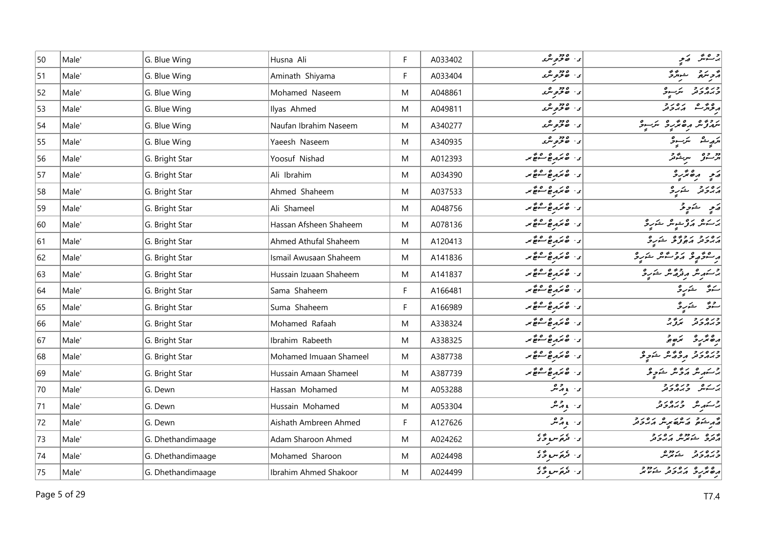| 50 | Male' | G. Blue Wing | Husna Ali | F | A033402 | ގ. ބްލޫވިންގ | ހުސްނާ ޢަލީ |
|---|---|---|---|---|---|---|---|
| 51 | Male' | G. Blue Wing | Aminath Shiyama | F | A033404 | ގ. ބްލޫވިންގ | އާމިނަތު ޝިޔާމާ |
| 52 | Male' | G. Blue Wing | Mohamed Naseem | M | A048861 | ގ. ބްލޫވިންގ | މުހައްމަދު ނަސީމް |
| 53 | Male' | G. Blue Wing | Ilyas Ahmed | M | A049811 | ގ. ބްލޫވިންގ | އިލްޔާސް އަހްމަދު |
| 54 | Male' | G. Blue Wing | Naufan Ibrahim Naseem | M | A340277 | ގ. ބްލޫވިންގ | ނައުފާން އިބްރާހިމް ނަސީމް |
| 55 | Male' | G. Blue Wing | Yaeesh Naseem | M | A340935 | ގ. ބްލޫވިންގ |ޔައީޝް ނަސީމް |
| 56 | Male' | G. Bright Star | Yoosuf Nishad | M | A012393 | ގ. ބްރައިޓްސްޓާރ | ޔޫސުފް ނިޝާދު |
| 57 | Male' | G. Bright Star | Ali Ibrahim | M | A034390 | ގ. ބްރައިޓްސްޓާރ | ޢަލީ އިބްރާހިމް |
| 58 | Male' | G. Bright Star | Ahmed Shaheem | M | A037533 | ގ. ބްރައިޓްސްޓާރ | އަހްމަދު ޝަހީމް |
| 59 | Male' | G. Bright Star | Ali Shameel | M | A048756 | ގ. ބްރައިޓްސްޓާރ | ޢަލީ ޝަމީލް |
| 60 | Male' | G. Bright Star | Hassan Afsheen Shaheem | M | A078136 | ގ. ބްރައިޓްސްޓާރ | ހަސަން އަފްޝީން ޝަހީމް |
| 61 | Male' | G. Bright Star | Ahmed Athufal Shaheem | M | A120413 | ގ. ބްރައިޓްސްޓާރ | އަހްމަދު އަތުފާލް ޝަހީމް |
| 62 | Male' | G. Bright Star | Ismail Awusaan Shaheem | M | A141836 | ގ. ބްރައިޓްސްޓާރ | އިސްމާޢީލް އަވުސާން ޝަހީމް |
| 63 | Male' | G. Bright Star | Hussain Izuaan Shaheem | M | A141837 | ގ. ބްރައިޓްސްޓާރ | ހުސައިން އިޒްއާން ޝަހީމް |
| 64 | Male' | G. Bright Star | Sama Shaheem | F | A166481 | ގ. ބްރައިޓްސްޓާރ | ސަމާ ޝަހީމް |
| 65 | Male' | G. Bright Star | Suma Shaheem | F | A166989 | ގ. ބްރައިޓްސްޓާރ | ސުމާ ޝަހީމް |
| 66 | Male' | G. Bright Star | Mohamed Rafaah | M | A338324 | ގ. ބްރައިޓްސްޓާރ | މުހައްމަދު ރަފާހު |
| 67 | Male' | G. Bright Star | Ibrahim Rabeeth | M | A338325 | ގ. ބްރައިޓްސްޓާރ | އިބްރާހިމް ރަބީތު |
| 68 | Male' | G. Bright Star | Mohamed Imuaan Shameel | M | A387738 | ގ. ބްރައިޓްސްޓާރ | މުހައްމަދު އިމްއާން ޝަމީލް |
| 69 | Male' | G. Bright Star | Hussain Amaan Shameel | M | A387739 | ގ. ބްރައިޓްސްޓާރ | ހުސައިން އަމާން ޝަމީލް |
| 70 | Male' | G. Dewn | Hassan Mohamed | M | A053288 | ގ. ޑިއުން | ހަސަން މުހައްމަދު |
| 71 | Male' | G. Dewn | Hussain Mohamed | M | A053304 | ގ. ޑިއުން | ހުސައިން މުހައްމަދު |
| 72 | Male' | G. Dewn | Aishath Ambreen Ahmed | F | A127626 | ގ. ޑިއުން | އައިޝަތު އަމްބްރީން އަހްމަދު |
| 73 | Male' | G. Dhethandimaage | Adam Sharoon Ahmed | M | A024262 | ގ. ދެތަނދިމާގެ | އާދަމް ޝަރޫން އަހްމަދު |
| 74 | Male' | G. Dhethandimaage | Mohamed Sharoon | M | A024498 | ގ. ދެތަނދިމާގެ | މުހައްމަދު ޝަރޫން |
| 75 | Male' | G. Dhethandimaage | Ibrahim Ahmed Shakoor | M | A024499 | ގ. ދެތަނދިމާގެ | އިބްރާހިމް އަހްމަދު ޝަކޫރު |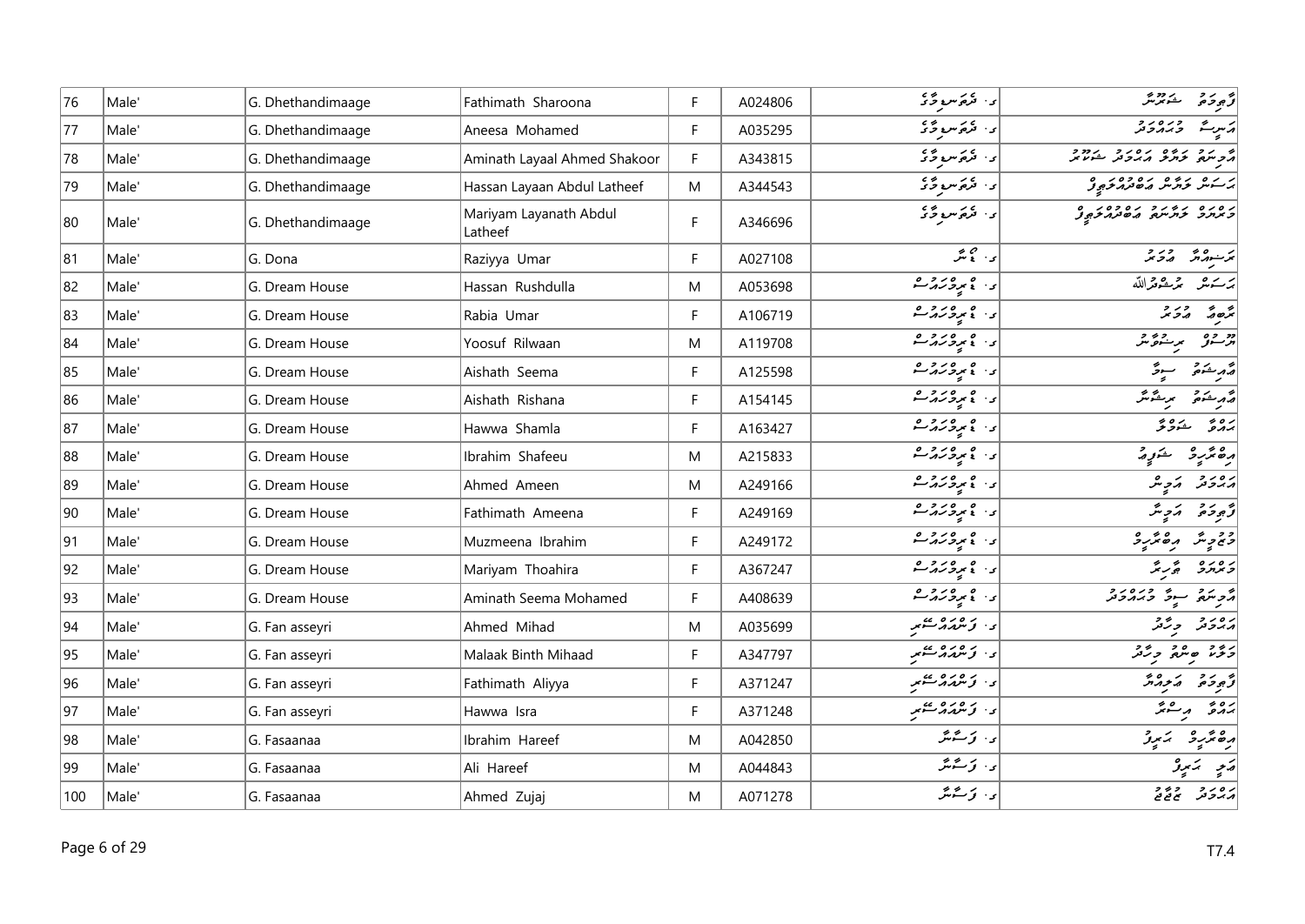| 76 | Male' | G. Dhethandimaage | Fathimath Sharoona | F | A024806 | ގ. ދެތަނޑިމާގެ | ފާތިމަތު ޝަރޫނާ |
|---|---|---|---|---|---|---|---|
| 77 | Male' | G. Dhethandimaage | Aneesa Mohamed | F | A035295 | ގ. ދެތަނޑިމާގެ | އަނީސާ މުޙައްމަދު |
| 78 | Male' | G. Dhethandimaage | Aminath Layaal Ahmed Shakoor | F | A343815 | ގ. ދެތަނޑިމާގެ | އާމިނަތު ލަޔާލް އަޙްމަދު ޝަކޫރު |
| 79 | Male' | G. Dhethandimaage | Hassan Layaan Abdul Latheef | M | A344543 | ގ. ދެތަނޑިމާގެ | ހަސަން ލަޔާން އަބްދުލްލަޠީފު |
| 80 | Male' | G. Dhethandimaage | Mariyam Layanath Abdul Latheef | F | A346696 | ގ. ދެތަނޑިމާގެ | މަރިޔަމް ލަޔަނަތު އަބްދުލްލަޠީފު |
| 81 | Male' | G. Dona | Raziyya Umar | F | A027108 | ގ. ޑޯނާ | ރަޟިއްޔާ ޢުމަރު |
| 82 | Male' | G. Dream House | Hassan Rushdulla | M | A053698 | ގ. ޑްރީމްހައުސް | ހަސަން ރުޝްދުﷲ |
| 83 | Male' | G. Dream House | Rabia Umar | F | A106719 | ގ. ޑްރީމްހައުސް | ރާބިޢާ ޢުމަރު |
| 84 | Male' | G. Dream House | Yoosuf Rilwaan | M | A119708 | ގ. ޑްރީމްހައުސް | ޔޫސުފު ރިލްވާން |
| 85 | Male' | G. Dream House | Aishath Seema | F | A125598 | ގ. ޑްރީމްހައުސް | އާއިޝަތު ސީމާ |
| 86 | Male' | G. Dream House | Aishath Rishana | F | A154145 | ގ. ޑްރީމްހައުސް | އާއިޝަތު ރިޝާނާ |
| 87 | Male' | G. Dream House | Hawwa Shamla | F | A163427 | ގ. ޑްރީމްހައުސް | ހައްވާ ޝަމްލާ |
| 88 | Male' | G. Dream House | Ibrahim Shafeeu | M | A215833 | ގ. ޑްރީމްހައުސް | އިބްރާހީމް ޝަފީޢު |
| 89 | Male' | G. Dream House | Ahmed Ameen | M | A249166 | ގ. ޑްރީމްހައުސް | އަޙްމަދު އަމީން |
| 90 | Male' | G. Dream House | Fathimath Ameena | F | A249169 | ގ. ޑްރީމްހައުސް | ފާތިމަތު އަމީނާ |
| 91 | Male' | G. Dream House | Muzmeena Ibrahim | F | A249172 | ގ. ޑްރީމްހައުސް | މުޒްމީނާ އިބްރާހީމް |
| 92 | Male' | G. Dream House | Mariyam Thoahira | F | A367247 | ގ. ޑްރީމްހައުސް | މަރިޔަމް ޠާހިރާ |
| 93 | Male' | G. Dream House | Aminath Seema Mohamed | F | A408639 | ގ. ޑްރީމްހައުސް | އާމިނަތު ސީމާ މުޙައްމަދު |
| 94 | Male' | G. Fan asseyri | Ahmed Mihad | M | A035699 | ގ. ފަންއައްސޭރި | އަޙްމަދު މިހާދު |
| 95 | Male' | G. Fan asseyri | Malaak Binth Mihaad | F | A347797 | ގ. ފަންއައްސޭރި | މަލާކު ބިންތު މިހާދު |
| 96 | Male' | G. Fan asseyri | Fathimath Aliyya | F | A371247 | ގ. ފަންއައްސޭރި | ފާތިމަތު އަލިއްޔާ |
| 97 | Male' | G. Fan asseyri | Hawwa Isra | F | A371248 | ގ. ފަންއައްސޭރި | ހައްވާ އިސްރާ |
| 98 | Male' | G. Fasaanaa | Ibrahim Hareef | M | A042850 | ގ. ފަސާނާ | އިބްރާހީމް ހަރީފު |
| 99 | Male' | G. Fasaanaa | Ali Hareef | M | A044843 | ގ. ފަސާނާ | އަލި ހަރީފު |
| 100 | Male' | G. Fasaanaa | Ahmed Zujaj | M | A071278 | ގ. ފަސާނާ | އަޙްމަދު ޒުޖާޖު |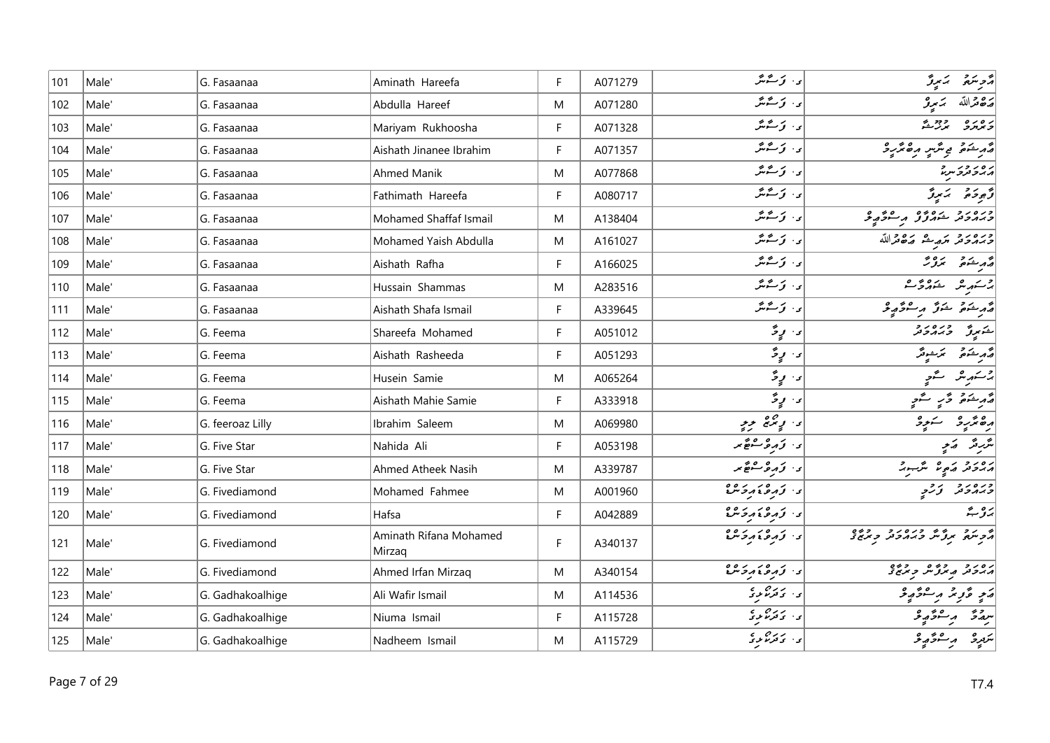| 101 | Male' | G. Fasaanaa | Aminath Hareefa | F | A071279 | ގ. ފަސާނާ | އާމިނަތު ހަރީފާ |
|---|---|---|---|---|---|---|---|
| 102 | Male' | G. Fasaanaa | Abdulla Hareef | M | A071280 | ގ. ފަސާނާ | އަބްދުﷲ ހަރީފު |
| 103 | Male' | G. Fasaanaa | Mariyam Rukhoosha | F | A071328 | ގ. ފަސާނާ | މަރިޔަމް ރުޚޫޝާ |
| 104 | Male' | G. Fasaanaa | Aishath Jinanee Ibrahim | F | A071357 | ގ. ފަސާނާ | އާއިޝަތު ޖިނާނީ އިބްރާހިމް |
| 105 | Male' | G. Fasaanaa | Ahmed Manik | M | A077868 | ގ. ފަސާނާ | އަހްމަދުމަނިކު |
| 106 | Male' | G. Fasaanaa | Fathimath Hareefa | F | A080717 | ގ. ފަސާނާ | ފާތިމަތު ހަރީފާ |
| 107 | Male' | G. Fasaanaa | Mohamed Shaffaf Ismail | M | A138404 | ގ. ފަސާނާ | މުހައްމަދު ޝައްފާފު އިސްމާއީލް |
| 108 | Male' | G. Fasaanaa | Mohamed Yaish Abdulla | M | A161027 | ގ. ފަސާނާ | މުހައްމަދު ޔައިޝް އަބްދުﷲ |
| 109 | Male' | G. Fasaanaa | Aishath Rafha | F | A166025 | ގ. ފަސާނާ | އާއިޝަތު ރަފްހާ |
| 110 | Male' | G. Fasaanaa | Hussain Shammas | M | A283516 | ގ. ފަސާނާ | ހުސައިން ޝައްމާސް |
| 111 | Male' | G. Fasaanaa | Aishath Shafa Ismail | F | A339645 | ގ. ފަސާނާ | އާއިޝަތު ޝަފާ އިސްމާއީލް |
| 112 | Male' | G. Feema | Shareefa Mohamed | F | A051012 | ގ. ފީމާ | ޝަރީފާ މުހައްމަދު |
| 113 | Male' | G. Feema | Aishath Rasheeda | F | A051293 | ގ. ފީމާ | އާއިޝަތު ރަޝީދާ |
| 114 | Male' | G. Feema | Husein Samie | M | A065264 | ގ. ފީމާ | ހުސައިން ސާމީ |
| 115 | Male' | G. Feema | Aishath Mahie Samie | F | A333918 | ގ. ފީމާ | އާއިޝަތު މާހީ ސާމީ |
| 116 | Male' | G. feeroaz Lilly | Ibrahim Saleem | M | A069980 | ގ. ފީރޯޒް ލިލީ | އިބްރާހީމް ސަލީމް |
| 117 | Male' | G. Five Star | Nahida Ali | F | A053198 | ގ. ފައިވްސްޓާރ | ނާހިދާ އަލި |
| 118 | Male' | G. Five Star | Ahmed Atheek Nasih | M | A339787 | ގ. ފައިވްސްޓާރ | އަހްމަދު އަތީޤު ނާސިހު |
| 119 | Male' | G. Fivediamond | Mohamed Fahmee | M | A001960 | ގ. ފައިވްޑައިމަންޑް | މުހައްމަދު ފަހުމީ |
| 120 | Male' | G. Fivediamond | Hafsa | F | A042889 | ގ. ފައިވްޑައިމަންޑް | ހަފްސާ |
| 121 | Male' | G. Fivediamond | Aminath Rifana Mohamed Mirzaq | F | A340137 | ގ. ފައިވްޑައިމަންޑް | އާމިނަތު ރިފާނާ މުހައްމަދު މިރްޒާޤު |
| 122 | Male' | G. Fivediamond | Ahmed Irfan Mirzaq | M | A340154 | ގ. ފައިވްޑައިމަންޑް | އަހްމަދު އިރުފާން މިރްޒާޤު |
| 123 | Male' | G. Gadhakoalhige | Ali Wafir Ismail | M | A114536 | ގ. ގަދަކޮޅިގެ | އަލި ވާފިރު އިސްމާއީލް |
| 124 | Male' | G. Gadhakoalhige | Niuma Ismail | F | A115728 | ގ. ގަދަކޮޅިގެ | ނިއުމާ އިސްމާއީލް |
| 125 | Male' | G. Gadhakoalhige | Nadheem Ismail | M | A115729 | ގ. ގަދަކޮޅިގެ | ނަދީމް އިސްމާއީލް |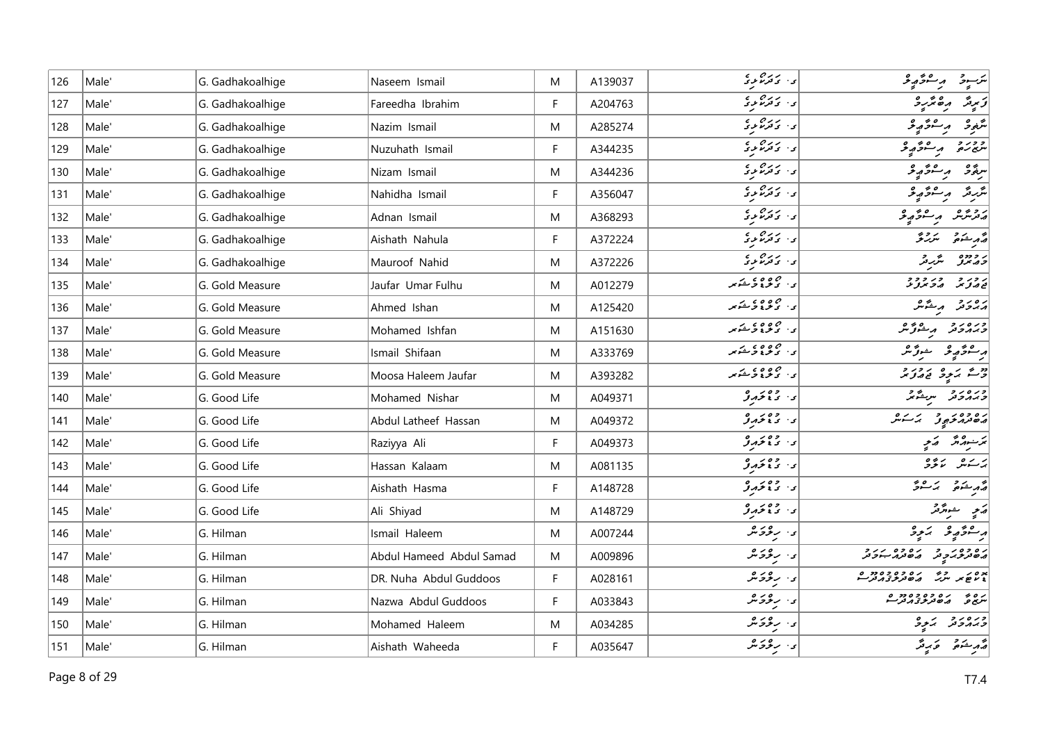| 126 | Male' | G. Gadhakoalhige | Naseem Ismail | M | A139037 | ގ. ގަދަކޮޅިގެ | ނަސީމު އިސްމާއީލް |
|---|---|---|---|---|---|---|---|
| 127 | Male' | G. Gadhakoalhige | Fareedha Ibrahim | F | A204763 | ގ. ގަދަކޮޅިގެ | ފަރީދާ އިބްރާހީމް |
| 128 | Male' | G. Gadhakoalhige | Nazim Ismail | M | A285274 | ގ. ގަދަކޮޅިގެ | ނާޒިމް އިސްމާއީލް |
| 129 | Male' | G. Gadhakoalhige | Nuzuhath Ismail | F | A344235 | ގ. ގަދަކޮޅިގެ | ނުޒުހަތު އިސްމާއީލް |
| 130 | Male' | G. Gadhakoalhige | Nizam Ismail | M | A344236 | ގ. ގަދަކޮޅިގެ | ނިޒާމް އިސްމާއީލް |
| 131 | Male' | G. Gadhakoalhige | Nahidha Ismail | F | A356047 | ގ. ގަދަކޮޅިގެ | ނާހިދާ އިސްމާއީލް |
| 132 | Male' | G. Gadhakoalhige | Adnan Ismail | M | A368293 | ގ. ގަދަކޮޅިގެ | އަދުނާން އިސްމާއީލް |
| 133 | Male' | G. Gadhakoalhige | Aishath Nahula | F | A372224 | ގ. ގަދަކޮޅިގެ | އާއިޝަތު ނަހުލާ |
| 134 | Male' | G. Gadhakoalhige | Mauroof Nahid | M | A372226 | ގ. ގަދަކޮޅިގެ | މައުރޫފް ނާހިދު |
| 135 | Male' | G. Gold Measure | Jaufar Umar Fulhu | M | A012279 | ގ. ގޯލްޑްމެޝަރ | ޖައުފަރު އުމަރުފުޅު |
| 136 | Male' | G. Gold Measure | Ahmed Ishan | M | A125420 | ގ. ގޯލްޑްމެޝަރ | އަހްމަދު އިޝާން |
| 137 | Male' | G. Gold Measure | Mohamed Ishfan | M | A151630 | ގ. ގޯލްޑްމެޝަރ | މުހައްމަދު އިޝްފާން |
| 138 | Male' | G. Gold Measure | Ismail Shifaan | M | A333769 | ގ. ގޯލްޑްމެޝަރ | އިސްމާއީލް ޝިފާން |
| 139 | Male' | G. Gold Measure | Moosa Haleem Jaufar | M | A393282 | ގ. ގޯލްޑްމެޝަރ | މޫސާ ހަލީމް ޖައުފަރު |
| 140 | Male' | G. Good Life | Mohamed Nishar | M | A049371 | ގ. ގުޑްލައިފް | މުހައްމަދު ނިޝާރު |
| 141 | Male' | G. Good Life | Abdul Latheef Hassan | M | A049372 | ގ. ގުޑްލައިފް | އަބްދުއްލަތީފު ހަސަން |
| 142 | Male' | G. Good Life | Raziyya Ali | F | A049373 | ގ. ގުޑްލައިފް | ރާޒިއްޔާ އަލި |
| 143 | Male' | G. Good Life | Hassan Kalaam | M | A081135 | ގ. ގުޑްލައިފް | ހަސަން ކަލާމް |
| 144 | Male' | G. Good Life | Aishath Hasma | F | A148728 | ގ. ގުޑްލައިފް | އާއިޝަތު ހަސްމާ |
| 145 | Male' | G. Good Life | Ali Shiyad | M | A148729 | ގ. ގުޑްލައިފް | އަލި ޝިޔާދު |
| 146 | Male' | G. Hilman | Ismail Haleem | M | A007244 | ގ. ހިލްމަން | އިސްމާއީލް ހަލީމް |
| 147 | Male' | G. Hilman | Abdul Hameed Abdul Samad | M | A009896 | ގ. ހިލްމަން | އަބްދުލްހަމީދު އަބްދުއްސަމަދު |
| 148 | Male' | G. Hilman | DR. Nuha Abdul Guddoos | F | A028161 | ގ. ހިލްމަން | ޑރ. ނުހާ އަބްދުލްގުއްދޫސް |
| 149 | Male' | G. Hilman | Nazwa Abdul Guddoos | F | A033843 | ގ. ހިލްމަން | ނަޒްވާ އަބްދުލްގުއްދޫސް |
| 150 | Male' | G. Hilman | Mohamed Haleem | M | A034285 | ގ. ހިލްމަން | މުހައްމަދު ހަލީމް |
| 151 | Male' | G. Hilman | Aishath Waheeda | F | A035647 | ގ. ހިލްމަން | އާއިޝަތު ވަހީދާ |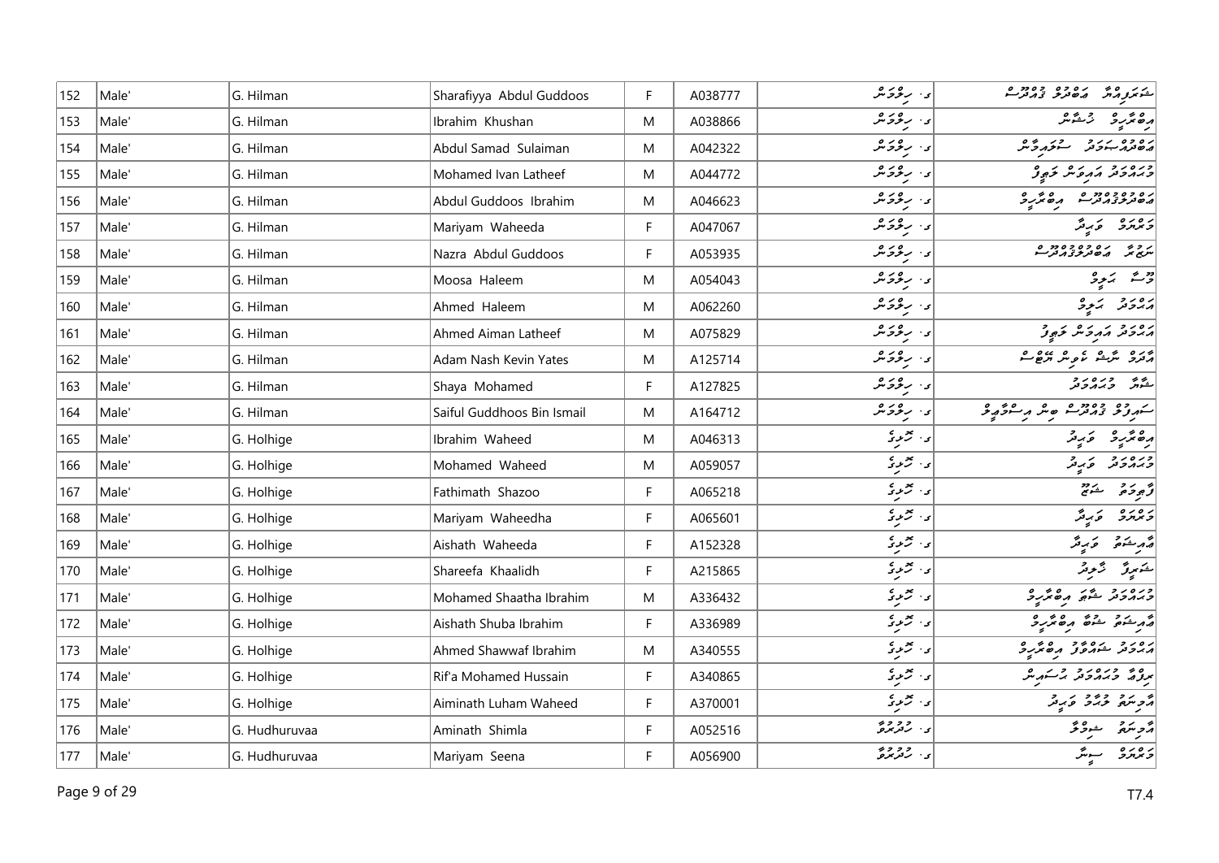| 152 | Male' | G. Hilman | Sharafiyya Abdul Guddoos | F | A038777 | ގ. ހިލްމަން | ޝަރަފިއްޔާ ޢަބްދުލް ގުއްދޫސް |
|---|---|---|---|---|---|---|---|
| 153 | Male' | G. Hilman | Ibrahim Khushan | M | A038866 | ގ. ހިލްމަން | އިބްރާހީމް ޚުޝާން |
| 154 | Male' | G. Hilman | Abdul Samad Sulaiman | M | A042322 | ގ. ހިލްމަން | ޢަބްދުއްޞަމަދު ސުލައިމާން |
| 155 | Male' | G. Hilman | Mohamed Ivan Latheef | M | A044772 | ގ. ހިލްމަން | މުޙައްމަދު އައިވަން ލަޠީފް |
| 156 | Male' | G. Hilman | Abdul Guddoos Ibrahim | M | A046623 | ގ. ހިލްމަން | ޢަބްދުލްގުއްދޫސް އިބްރާހީމް |
| 157 | Male' | G. Hilman | Mariyam Waheeda | F | A047067 | ގ. ހިލްމަން | މަރިޔަމް ވަޙީދާ |
| 158 | Male' | G. Hilman | Nazra Abdul Guddoos | F | A053935 | ގ. ހިލްމަން | ނަޒްރާ ޢަބްދުލްގުއްދޫސް |
| 159 | Male' | G. Hilman | Moosa Haleem | M | A054043 | ގ. ހިލްމަން | މޫސާ ހަލީމް |
| 160 | Male' | G. Hilman | Ahmed Haleem | M | A062260 | ގ. ހިލްމަން | އަޙްމަދު ހަލީމް |
| 161 | Male' | G. Hilman | Ahmed Aiman Latheef | M | A075829 | ގ. ހިލްމަން | އަޙްމަދު އައިމަން ލަޠީފް |
| 162 | Male' | G. Hilman | Adam Nash Kevin Yates | M | A125714 | ގ. ހިލްމަން | އާދަމް ނޭޝް ކެވިން ޔޭޓްސް |
| 163 | Male' | G. Hilman | Shaya Mohamed | F | A127825 | ގ. ހިލްމަން | ޝާޔާ މުޙައްމަދު |
| 164 | Male' | G. Hilman | Saiful Guddhoos Bin Ismail | M | A164712 | ގ. ހިލްމަން | ސައިފުލް ގުއްދޫސް ބިން އިސްމާޢީލް |
| 165 | Male' | G. Holhige | Ibrahim Waheed | M | A046313 | ގ. ހޮޅިގެ | އިބްރާހީމް ވަޙީދު |
| 166 | Male' | G. Holhige | Mohamed Waheed | M | A059057 | ގ. ހޮޅިގެ | މުޙައްމަދު ވަޙީދު |
| 167 | Male' | G. Holhige | Fathimath Shazoo | F | A065218 | ގ. ހޮޅިގެ | ފާތިމަތު ޝަޒޫ |
| 168 | Male' | G. Holhige | Mariyam Waheedha | F | A065601 | ގ. ހޮޅިގެ | މަރިޔަމް ވަޙީދާ |
| 169 | Male' | G. Holhige | Aishath Waheeda | F | A152328 | ގ. ހޮޅިގެ | އާއިޝަތު ވަޙީދާ |
| 170 | Male' | G. Holhige | Shareefa Khaalidh | F | A215865 | ގ. ހޮޅިގެ | ޝަރީފާ ޚާލިދު |
| 171 | Male' | G. Holhige | Mohamed Shaatha Ibrahim | M | A336432 | ގ. ހޮޅިގެ | މުޙައްމަދު ޝާތަ އިބްރާހީމް |
| 172 | Male' | G. Holhige | Aishath Shuba Ibrahim | F | A336989 | ގ. ހޮޅިގެ | އާއިޝަތު ޝުބާ އިބްރާހީމް |
| 173 | Male' | G. Holhige | Ahmed Shawwaf Ibrahim | M | A340555 | ގ. ހޮޅިގެ | އަޙްމަދު ޝައްވާފު އިބްރާހީމް |
| 174 | Male' | G. Holhige | Rif'a Mohamed Hussain | F | A340865 | ގ. ހޮޅިގެ | ރިފްޢާ މުޙައްމަދު ޙުސައިން |
| 175 | Male' | G. Holhige | Aiminath Luham Waheed | F | A370001 | ގ. ހޮޅިގެ | އާމިނަތު ލުހަމް ވަޙީދު |
| 176 | Male' | G. Hudhuruvaa | Aminath Shimla | F | A052516 | ގ. ހުދުރުވާ | އާމިނަތު ޝިމްލާ |
| 177 | Male' | G. Hudhuruvaa | Mariyam Seena | F | A056900 | ގ. ހުދުރުވާ | މަރިޔަމް ސީނާ |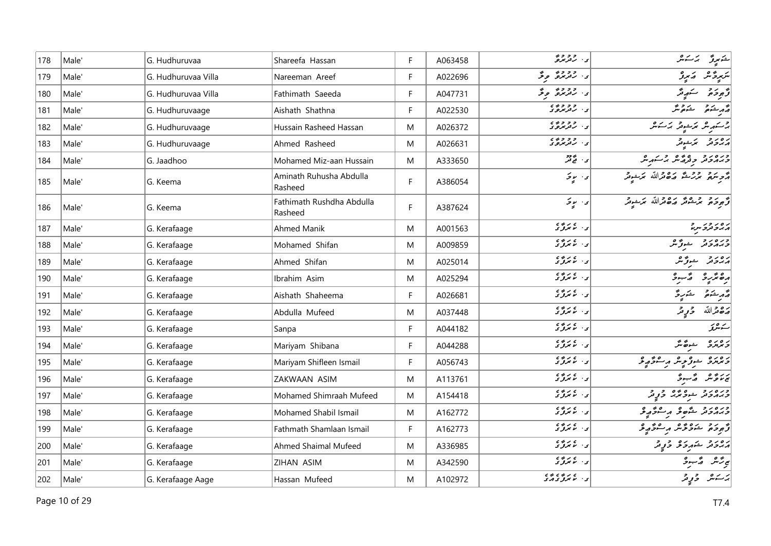| 178 | Male' | G. Hudhuruvaa | Shareefa Hassan | F | A063458 | ގ. ހުދުރުވާ | ޝަރީފާ ޙަސަން |
|---|---|---|---|---|---|---|---|
| 179 | Male' | G. Hudhuruvaa Villa | Nareeman Areef | F | A022696 | ގ. ހުދުރުވާ ވިލާ | ނަރީމާން އަރީފް |
| 180 | Male' | G. Hudhuruvaa Villa | Fathimath Saeeda | F | A047731 | ގ. ހުދުރުވާ ވިލާ | ފާތިމަތު ސަޢީދާ |
| 181 | Male' | G. Hudhuruvaage | Aishath Shathna | F | A022530 | ގ. ހުދުރުވާގެ | ޢާއިޝަތު ޝަތުނާ |
| 182 | Male' | G. Hudhuruvaage | Hussain Rasheed Hassan | M | A026372 | ގ. ހުދުރުވާގެ | ޙުސައިން ރަޝީދު ޙަސަން |
| 183 | Male' | G. Hudhuruvaage | Ahmed Rasheed | M | A026631 | ގ. ހުދުރުވާގެ | އަޙްމަދު ރަޝީދު |
| 184 | Male' | G. Jaadhoo | Mohamed Miz-aan Hussain | M | A333650 | ގ. ޖާދޫ | މުޙައްމަދު މިޒްއާން ޙުސައިން |
| 185 | Male' | G. Keema | Aminath Ruhusha Abdulla Rasheed | F | A386054 | ގ. ކީމާ | އާމިނަތު ރުހުޝާ ޢަބްދުﷲ ރަޝީދު |
| 186 | Male' | G. Keema | Fathimath Rushdha Abdulla Rasheed | F | A387624 | ގ. ކީމާ | ފާތިމަތު ރުޝްދާ ޢަބްދުﷲ ރަޝީދު |
| 187 | Male' | G. Kerafaage | Ahmed Manik | M | A001563 | ގ. ކެރަފާގެ | އަޙްމަދުމަނިކު |
| 188 | Male' | G. Kerafaage | Mohamed Shifan | M | A009859 | ގ. ކެރަފާގެ | މުޙައްމަދު ޝިފާން |
| 189 | Male' | G. Kerafaage | Ahmed Shifan | M | A025014 | ގ. ކެރަފާގެ | އަޙްމަދު ޝިފާން |
| 190 | Male' | G. Kerafaage | Ibrahim Asim | M | A025294 | ގ. ކެރަފާގެ | އިބްރާހީމް އާސިމް |
| 191 | Male' | G. Kerafaage | Aishath Shaheema | F | A026681 | ގ. ކެރަފާގެ | ޢާއިޝަތު ޝަހީމާ |
| 192 | Male' | G. Kerafaage | Abdulla Mufeed | M | A037448 | ގ. ކެރަފާގެ | ޢަބްދުﷲ މުފީދު |
| 193 | Male' | G. Kerafaage | Sanpa | F | A044182 | ގ. ކެރަފާގެ | ސަންޕާ |
| 194 | Male' | G. Kerafaage | Mariyam Shibana | F | A044288 | ގ. ކެރަފާގެ | މަރިޔަމް ޝިބާނާ |
| 195 | Male' | G. Kerafaage | Mariyam Shifleen Ismail | F | A056743 | ގ. ކެރަފާގެ | މަރިޔަމް ޝިފްލީން އިސްމާޢީލް |
| 196 | Male' | G. Kerafaage | ZAKWAAN ASIM | M | A113761 | ގ. ކެރަފާގެ | ޒަކްވާން އާސިމް |
| 197 | Male' | G. Kerafaage | Mohamed Shimraah Mufeed | M | A154418 | ގ. ކެރަފާގެ | މުޙައްމަދު ޝިމްރާހް މުފީދު |
| 198 | Male' | G. Kerafaage | Mohamed Shabil Ismail | M | A162772 | ގ. ކެރަފާގެ | މުޙައްމަދު ޝާބިލް އިސްމާޢީލް |
| 199 | Male' | G. Kerafaage | Fathmath Shamlaan Ismail | F | A162773 | ގ. ކެރަފާގެ | ފާތިމަތު ޝަމްލާން އިސްމާޢީލް |
| 200 | Male' | G. Kerafaage | Ahmed Shaimal Mufeed | M | A336985 | ގ. ކެރަފާގެ | އަޙްމަދު ޝައިމަލް މުފީދު |
| 201 | Male' | G. Kerafaage | ZIHAN ASIM | M | A342590 | ގ. ކެރަފާގެ | ޒިހާން އާސިމް |
| 202 | Male' | G. Kerafaage Aage | Hassan Mufeed | M | A102972 | ގ. ކެރަފާގެއާގެ | ޙަސަން މުފީދު |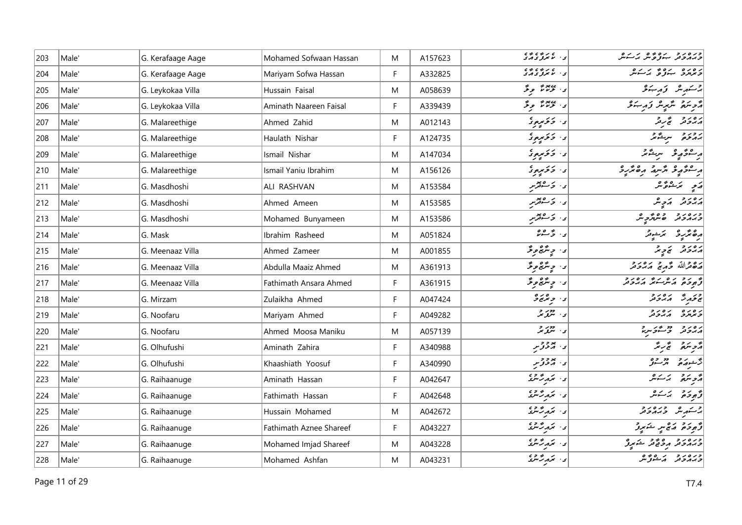| 203 | Male' | G. Kerafaage Aage | Mohamed Sofwaan Hassan | M | A157623 | ގ. ކެރަފާގެއާގެ | މުހައްމަދު ސޯފްވާން ހަސަން |
|---|---|---|---|---|---|---|---|
| 204 | Male' | G. Kerafaage Aage | Mariyam Sofwa Hassan | F | A332825 | ގ. ކެރަފާގެއާގެ | މަރިޔަމް ސޯފްވާ ހަސަން |
| 205 | Male' | G. Leykokaa Villa | Hussain Faisal | M | A058639 | ގ. ލޭކޯކާ ވިލާ | ހުސައިން ފައިސަލް |
| 206 | Male' | G. Leykokaa Villa | Aminath Naareen Faisal | F | A339439 | ގ. ލޭކޯކާ ވިލާ | އާމިނަތު ނާރީން ފައިސަލް |
| 207 | Male' | G. Malareethige | Ahmed Zahid | M | A012143 | ގ. މަލަރީތިގެ | އަހުމަދު ޒާހިދު |
| 208 | Male' | G. Malareethige | Haulath Nishar | F | A124735 | ގ. މަލަރީތިގެ | ހައުލަތު ނިޝާރު |
| 209 | Male' | G. Malareethige | Ismail Nishar | M | A147034 | ގ. މަލަރީތިގެ | އިސްމާޢިލް ނިޝާރު |
| 210 | Male' | G. Malareethige | Ismail Yaniu Ibrahim | M | A156126 | ގ. މަލަރީތިގެ | އިސްމާޢިލް ޔާނިޢު އިބްރާހިމް |
| 211 | Male' | G. Masdhoshi | ALI RASHVAN | M | A153584 | ގ. މަސްދޮށި | ޢަލީ ރަޝްވާން |
| 212 | Male' | G. Masdhoshi | Ahmed Ameen | M | A153585 | ގ. މަސްދޮށި | އަހުމަދު އަމީން |
| 213 | Male' | G. Masdhoshi | Mohamed Bunyameen | M | A153586 | ގ. މަސްދޮށި | މުހައްމަދު ބުންޔާމީން |
| 214 | Male' | G. Mask | Ibrahim Rasheed | M | A051824 | ގ. މާސްކް | އިބްރާހިމް ރަޝީދު |
| 215 | Male' | G. Meenaaz Villa | Ahmed Zameer | M | A001855 | ގ. މީނާޒްވިލާ | އަހުމަދު ޒަމީރު |
| 216 | Male' | G. Meenaaz Villa | Abdulla Maaiz Ahmed | M | A361913 | ގ. މީނާޒްވިލާ | އަބްދުﷲ މާއިޒް އަހުމަދު |
| 217 | Male' | G. Meenaaz Villa | Fathimath Ansara Ahmed | F | A361915 | ގ. މީނާޒްވިލާ | ފާތިމަތު އަންސަނާ އަހުމަދު |
| 218 | Male' | G. Mirzam | Zulaikha Ahmed | F | A047424 | ގ. މިރްޒަމް | ޒުލައިޚާ އަހުމަދު |
| 219 | Male' | G. Noofaru | Mariyam Ahmed | F | A049282 | ގ. ނޫފަރު | މަރިޔަމް އަހުމަދު |
| 220 | Male' | G. Noofaru | Ahmed Moosa Maniku | M | A057139 | ގ. ނޫފަރު | އަހުމަދު މޫސާމަނިކު |
| 221 | Male' | G. Olhufushi | Aminath Zahira | F | A340988 | ގ. އޮޅުފުށި | އާމިނަތު ޒާހިރާ |
| 222 | Male' | G. Olhufushi | Khaashiath Yoosuf | F | A340990 | ގ. އޮޅުފުށި | ޚާޝިޢަތު ޔޫސުފް |
| 223 | Male' | G. Raihaanuge | Aminath Hassan | F | A042647 | ގ. ރައިހާނުގެ | އާމިނަތު ހަސަން |
| 224 | Male' | G. Raihaanuge | Fathimath Hassan | F | A042648 | ގ. ރައިހާނުގެ | ފާތިމަތު ހަސަން |
| 225 | Male' | G. Raihaanuge | Hussain Mohamed | M | A042672 | ގ. ރައިހާނުގެ | ހުސައިން މުހައްމަދު |
| 226 | Male' | G. Raihaanuge | Fathimath Aznee Shareef | F | A043227 | ގ. ރައިހާނުގެ | ފާތިމަތު އަޒްނީ ޝަރީފު |
| 227 | Male' | G. Raihaanuge | Mohamed Imjad Shareef | M | A043228 | ގ. ރައިހާނުގެ | މުހައްމަދު އިމްޖާދު ޝަރީފު |
| 228 | Male' | G. Raihaanuge | Mohamed Ashfan | M | A043231 | ގ. ރައިހާނުގެ | މުހައްމަދު އަށްފާން |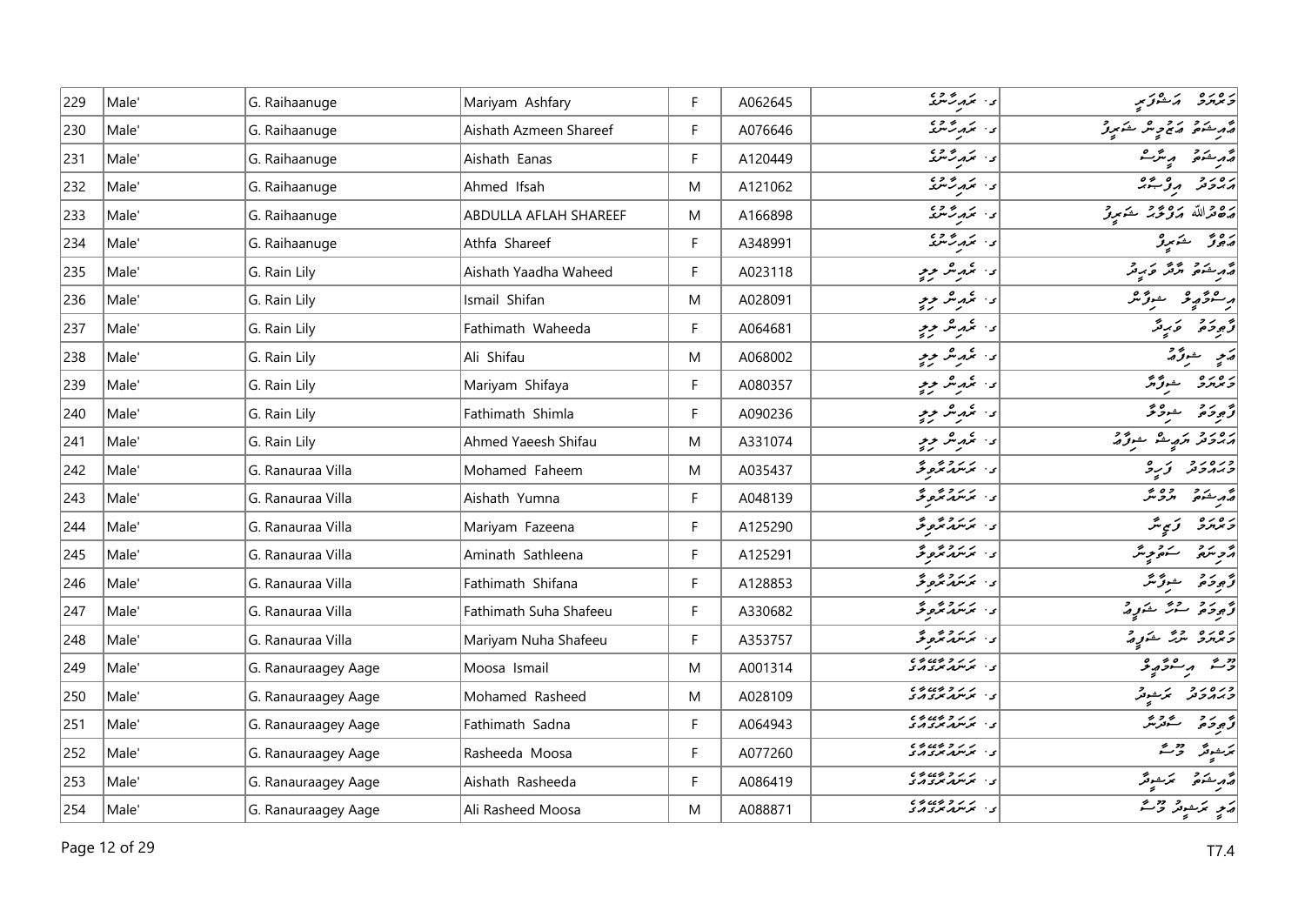| 229 | Male' | G. Raihaanuge | Mariyam Ashfary | F | A062645 | ގ. ރައިހާނުގެ | މަރިޔަމް އަޝްފަރީ |
|---|---|---|---|---|---|---|---|
| 230 | Male' | G. Raihaanuge | Aishath Azmeen Shareef | F | A076646 | ގ. ރައިހާނުގެ | އައިޝަތު އަޒްމީން ޝަރީފު |
| 231 | Male' | G. Raihaanuge | Aishath Eanas | F | A120449 | ގ. ރައިހާނުގެ | އައިޝަތު އީނާސް |
| 232 | Male' | G. Raihaanuge | Ahmed Ifsah | M | A121062 | ގ. ރައިހާނުގެ | އަޙްމަދު އިފްސާހު |
| 233 | Male' | G. Raihaanuge | ABDULLA AFLAH SHAREEF | M | A166898 | ގ. ރައިހާނުގެ | އަބްދުاللهِ އަފްލަޙް ޝަރީފު |
| 234 | Male' | G. Raihaanuge | Athfa Shareef | F | A348991 | ގ. ރައިހާނުގެ | އަތްފާ ޝަރީފު |
| 235 | Male' | G. Rain Lily | Aishath Yaadha Waheed | F | A023118 | ގ. ރެއިން ލިލީ | އައިޝަތު ޔާދާ ވަހީދު |
| 236 | Male' | G. Rain Lily | Ismail Shifan | M | A028091 | ގ. ރެއިން ލިލީ | އިސްމާއިލް ޝިފާން |
| 237 | Male' | G. Rain Lily | Fathimath Waheeda | F | A064681 | ގ. ރެއިން ލިލީ | ފާތިމަތު ވަހީދާ |
| 238 | Male' | G. Rain Lily | Ali Shifau | M | A068002 | ގ. ރެއިން ލިލީ | އަލި ޝިފާއު |
| 239 | Male' | G. Rain Lily | Mariyam Shifaya | F | A080357 | ގ. ރެއިން ލިލީ | މަރިޔަމް ޝިފާޔާ |
| 240 | Male' | G. Rain Lily | Fathimath Shimla | F | A090236 | ގ. ރެއިން ލިލީ | ފާތިމަތު ޝިމްލާ |
| 241 | Male' | G. Rain Lily | Ahmed Yaeesh Shifau | M | A331074 | ގ. ރެއިން ލިލީ | އަޙްމަދު ޔައީޝް ޝިފާއު |
| 242 | Male' | G. Ranauraa Villa | Mohamed Faheem | M | A035437 | ގ. ރަނައުރާވިލާ | މުޙައްމަދު ފަހީމް |
| 243 | Male' | G. Ranauraa Villa | Aishath Yumna | F | A048139 | ގ. ރަނައުރާވިލާ | އައިޝަތު ޔުމްނާ |
| 244 | Male' | G. Ranauraa Villa | Mariyam Fazeena | F | A125290 | ގ. ރަނައުރާވިލާ | މަރިޔަމް ފަޒީނާ |
| 245 | Male' | G. Ranauraa Villa | Aminath Sathleena | F | A125291 | ގ. ރަނައުރާވިލާ | އާމިނަތު ސަތުލީނާ |
| 246 | Male' | G. Ranauraa Villa | Fathimath Shifana | F | A128853 | ގ. ރަނައުރާވިލާ | ފާތިމަތު ޝިފާނާ |
| 247 | Male' | G. Ranauraa Villa | Fathimath Suha Shafeeu | F | A330682 | ގ. ރަނައުރާވިލާ | ފާތިމަތު ސުހާ ޝަފީއު |
| 248 | Male' | G. Ranauraa Villa | Mariyam Nuha Shafeeu | F | A353757 | ގ. ރަނައުރާވިލާ | މަރިޔަމް ނުހާ ޝަފީއު |
| 249 | Male' | G. Ranauraagey Aage | Moosa Ismail | M | A001314 | ގ. ރަނައުރާގޭއާގެ | މޫސާ އިސްމާއިލް |
| 250 | Male' | G. Ranauraagey Aage | Mohamed Rasheed | M | A028109 | ގ. ރަނައުރާގޭއާގެ | މުޙައްމަދު ރަޝީދު |
| 251 | Male' | G. Ranauraagey Aage | Fathimath Sadna | F | A064943 | ގ. ރަނައުރާގޭއާގެ | ފާތިމަތު ސާދުނާ |
| 252 | Male' | G. Ranauraagey Aage | Rasheeda Moosa | F | A077260 | ގ. ރަނައުރާގޭއާގެ | ރަޝީދާ މޫސާ |
| 253 | Male' | G. Ranauraagey Aage | Aishath Rasheeda | F | A086419 | ގ. ރަނައުރާގޭއާގެ | އައިޝަތު ރަޝީދާ |
| 254 | Male' | G. Ranauraagey Aage | Ali Rasheed Moosa | M | A088871 | ގ. ރަނައުރާގޭއާގެ | އަލި ރަޝީދު މޫސާ |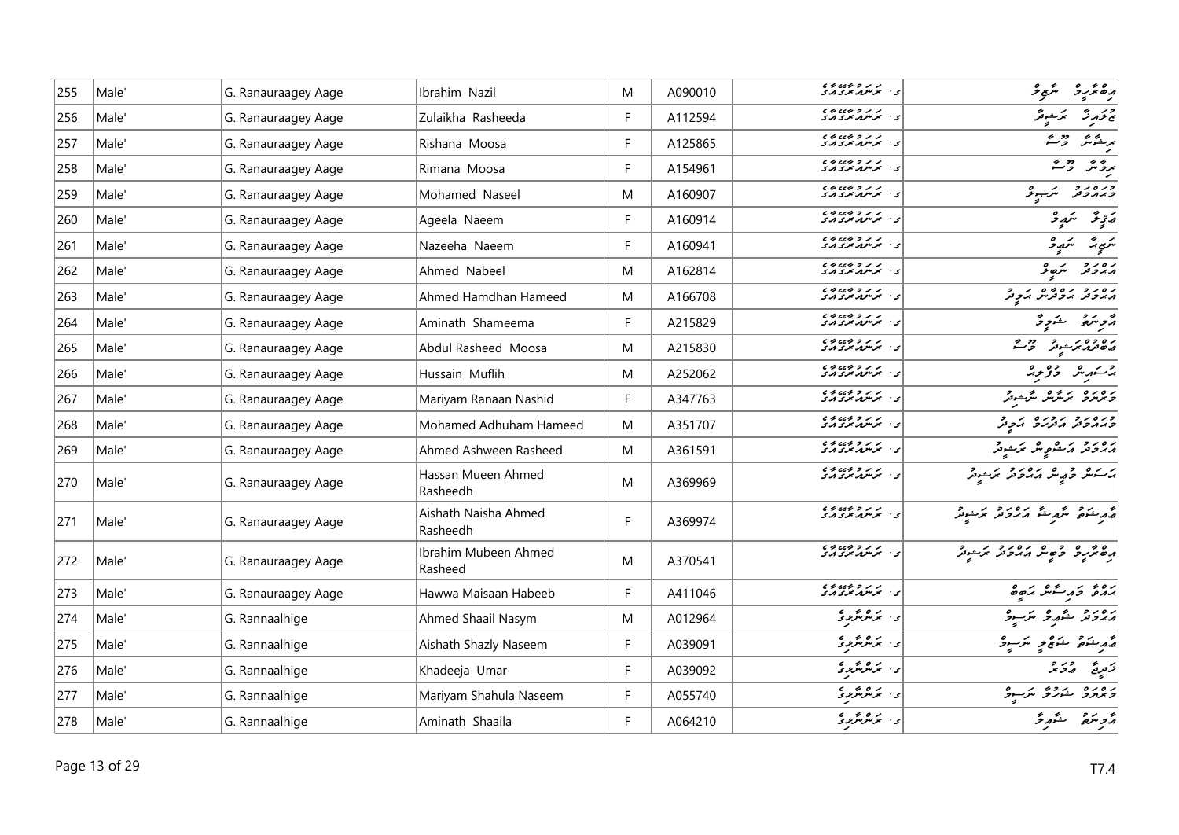| 255 | Male' | G. Ranauraagey Aage | Ibrahim Nazil | M | A090010 | ގ. ރަނައުރާގޭއާގެ | އިބްރާހިމް ނާޒިލް |
|---|---|---|---|---|---|---|---|
| 256 | Male' | G. Ranauraagey Aage | Zulaikha Rasheeda | F | A112594 | ގ. ރަނައުރާގޭއާގެ | ޒުލައިޚާ ރަޝީދާ |
| 257 | Male' | G. Ranauraagey Aage | Rishana Moosa | F | A125865 | ގ. ރަނައުރާގޭއާގެ | ރިޝާނާ މޫސާ |
| 258 | Male' | G. Ranauraagey Aage | Rimana Moosa | F | A154961 | ގ. ރަނައުރާގޭއާގެ | ރިމާނާ މޫސާ |
| 259 | Male' | G. Ranauraagey Aage | Mohamed Naseel | M | A160907 | ގ. ރަނައުރާގޭއާގެ | މުހައްމަދު ނަސީލް |
| 260 | Male' | G. Ranauraagey Aage | Ageela Naeem | F | A160914 | ގ. ރަނައުރާގޭއާގެ | އަޤީލާ ނައީމް |
| 261 | Male' | G. Ranauraagey Aage | Nazeeha Naeem | F | A160941 | ގ. ރަނައުރާގޭއާގެ | ނަޒީހާ ނައީމް |
| 262 | Male' | G. Ranauraagey Aage | Ahmed Nabeel | M | A162814 | ގ. ރަނައުރާގޭއާގެ | އަހުމަދު ނަބީލް |
| 263 | Male' | G. Ranauraagey Aage | Ahmed Hamdhan Hameed | M | A166708 | ގ. ރަނައުރާގޭއާގެ | އަހުމަދު ހަމްދާން ހަމީދު |
| 264 | Male' | G. Ranauraagey Aage | Aminath Shameema | F | A215829 | ގ. ރަނައުރާގޭއާގެ | އާމިނަތު ޝަމީމާ |
| 265 | Male' | G. Ranauraagey Aage | Abdul Rasheed Moosa | M | A215830 | ގ. ރަނައުރާގޭއާގެ | އަބްދުއްރަޝީދު މޫސާ |
| 266 | Male' | G. Ranauraagey Aage | Hussain Muflih | M | A252062 | ގ. ރަނައުރާގޭއާގެ | ހުސައިން މުފްލިހް |
| 267 | Male' | G. Ranauraagey Aage | Mariyam Ranaan Nashid | F | A347763 | ގ. ރަނައުރާގޭއާގެ | މަރިޔަމް ރަނާން ނާޝިދު |
| 268 | Male' | G. Ranauraagey Aage | Mohamed Adhuham Hameed | M | A351707 | ގ. ރަނައުރާގޭއާގެ | މުހައްމަދު އަދުހަމް ހަމީދު |
| 269 | Male' | G. Ranauraagey Aage | Ahmed Ashween Rasheed | M | A361591 | ގ. ރަނައުރާގޭއާގެ | އަހުމަދު އަޝްވީން ރަޝީދު |
| 270 | Male' | G. Ranauraagey Aage | Hassan Mueen Ahmed Rasheedh | M | A369969 | ގ. ރަނައުރާގޭއާގެ | ހަސަން މުޢީން އަހުމަދު ރަޝީދު |
| 271 | Male' | G. Ranauraagey Aage | Aishath Naisha Ahmed Rasheedh | F | A369974 | ގ. ރަނައުރާގޭއާގެ | އައިޝަތު ނާއިޝާ އަހުމަދު ރަޝީދު |
| 272 | Male' | G. Ranauraagey Aage | Ibrahim Mubeen Ahmed Rasheed | M | A370541 | ގ. ރަނައުރާގޭއާގެ | އިބްރާހިމް މުބީން އަހުމަދު ރަޝީދު |
| 273 | Male' | G. Ranauraagey Aage | Hawwa Maisaan Habeeb | F | A411046 | ގ. ރަނައުރާގޭއާގެ | ހައްވާ މައިސާން ހަބީބު |
| 274 | Male' | G. Rannaalhige | Ahmed Shaail Nasym | M | A012964 | ގ. ރަންނާޅިގެ | އަހުމަދު ޝާއިލް ނަސީމް |
| 275 | Male' | G. Rannaalhige | Aishath Shazly Naseem | F | A039091 | ގ. ރަންނާޅިގެ | އައިޝަތު ޝަޒްލީ ނަސީމް |
| 276 | Male' | G. Rannaalhige | Khadeeja Umar | F | A039092 | ގ. ރަންނާޅިގެ | ޚަދީޖާ އުމަރު |
| 277 | Male' | G. Rannaalhige | Mariyam Shahula Naseem | F | A055740 | ގ. ރަންނާޅިގެ | މަރިޔަމް ޝަހުލާ ނަސީމް |
| 278 | Male' | G. Rannaalhige | Aminath Shaaila | F | A064210 | ގ. ރަންނާޅިގެ | އާމިނަތު ޝާއިލާ |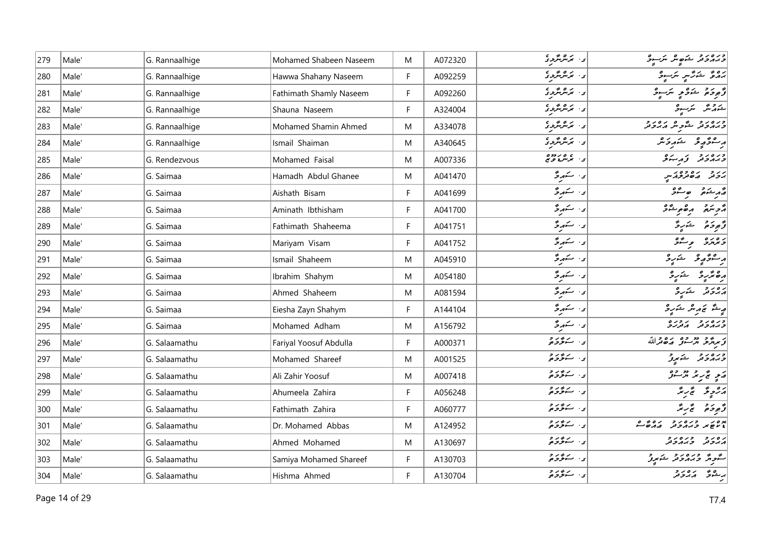| 279 | Male' | G. Rannaalhige | Mohamed Shabeen Naseem | M | A072320 | ގ. ރަންނާޅިގެ | މުހައްމަދު ޝަބީން ނަސީމް |
|---|---|---|---|---|---|---|---|
| 280 | Male' | G. Rannaalhige | Hawwa Shahany Naseem | F | A092259 | ގ. ރަންނާޅިގެ | ހައްވާ ޝަހާނީ ނަސީމް |
| 281 | Male' | G. Rannaalhige | Fathimath Shamly Naseem | F | A092260 | ގ. ރަންނާޅިގެ | ފާތިމަތު ޝަމްލީ ނަސީމް |
| 282 | Male' | G. Rannaalhige | Shauna Naseem | F | A324004 | ގ. ރަންނާޅިގެ | ޝައުނާ ނަސީމް |
| 283 | Male' | G. Rannaalhige | Mohamed Shamin Ahmed | M | A334078 | ގ. ރަންނާޅިގެ | މުހައްމަދު ޝާމިން އަހްމަދު |
| 284 | Male' | G. Rannaalhige | Ismail Shaiman | M | A340645 | ގ. ރަންނާޅިގެ | އިސްމާއީލް ޝައިމަން |
| 285 | Male' | G. Rendezvous | Mohamed Faisal | M | A007336 | ގ. ރެންޑެޒްވޫ | މުހައްމަދު ފައިސަލް |
| 286 | Male' | G. Saimaa | Hamadh Abdul Ghanee | M | A041470 | ގ. ސައިމާ | ހަމަދު އަބްދުލްޣަނީ |
| 287 | Male' | G. Saimaa | Aishath Bisam | F | A041699 | ގ. ސައިމާ | އާއިޝަތު ބިސާމް |
| 288 | Male' | G. Saimaa | Aminath Ibthisham | F | A041700 | ގ. ސައިމާ | އާމިނަތު އިބްތިޝާމް |
| 289 | Male' | G. Saimaa | Fathimath Shaheema | F | A041751 | ގ. ސައިމާ | ފާތިމަތު ޝަހީމާ |
| 290 | Male' | G. Saimaa | Mariyam Visam | F | A041752 | ގ. ސައިމާ | މަރިޔަމް ވިސާމް |
| 291 | Male' | G. Saimaa | Ismail Shaheem | M | A045910 | ގ. ސައިމާ | އިސްމާއީލް ޝަހީމް |
| 292 | Male' | G. Saimaa | Ibrahim Shahym | M | A054180 | ގ. ސައިމާ | އިބްރާހީމް ޝަހީމް |
| 293 | Male' | G. Saimaa | Ahmed Shaheem | M | A081594 | ގ. ސައިމާ | އަހްމަދު ޝަހީމް |
| 294 | Male' | G. Saimaa | Eiesha Zayn Shahym | F | A144104 | ގ. ސައިމާ | އީޝާ ޒެއިން ޝަހީމް |
| 295 | Male' | G. Saimaa | Mohamed Adham | M | A156792 | ގ. ސައިމާ | މުހައްމަދު އަދުހަމް |
| 296 | Male' | G. Salaamathu | Fariyal Yoosuf Abdulla | F | A000371 | ގ. ސަލާމަތު | ފަރިޔާލް ޔޫސުފް އަބްދުﷲ |
| 297 | Male' | G. Salaamathu | Mohamed Shareef | M | A001525 | ގ. ސަލާމަތު | މުހައްމަދު ޝަރީފް |
| 298 | Male' | G. Salaamathu | Ali Zahir Yoosuf | M | A007418 | ގ. ސަލާމަތު | އަލި ޒާހިރު ޔޫސުފް |
| 299 | Male' | G. Salaamathu | Ahumeela Zahira | F | A056248 | ގ. ސަލާމަތު | އަހުމީލާ ޒާހިރާ |
| 300 | Male' | G. Salaamathu | Fathimath Zahira | F | A060777 | ގ. ސަލާމަތު | ފާތިމަތު ޒާހިރާ |
| 301 | Male' | G. Salaamathu | Dr. Mohamed Abbas | M | A124952 | ގ. ސަލާމަތު | ޑޮކްޓަރ މުހައްމަދު އައްބާސް |
| 302 | Male' | G. Salaamathu | Ahmed Mohamed | M | A130697 | ގ. ސަލާމަތު | އަހްމަދު މުހައްމަދު |
| 303 | Male' | G. Salaamathu | Samiya Mohamed Shareef | F | A130703 | ގ. ސަލާމަތު | ސާމިޔާ މުހައްމަދު ޝަރީފް |
| 304 | Male' | G. Salaamathu | Hishma Ahmed | F | A130704 | ގ. ސަލާމަތު | ހިޝްމާ އަހްމަދު |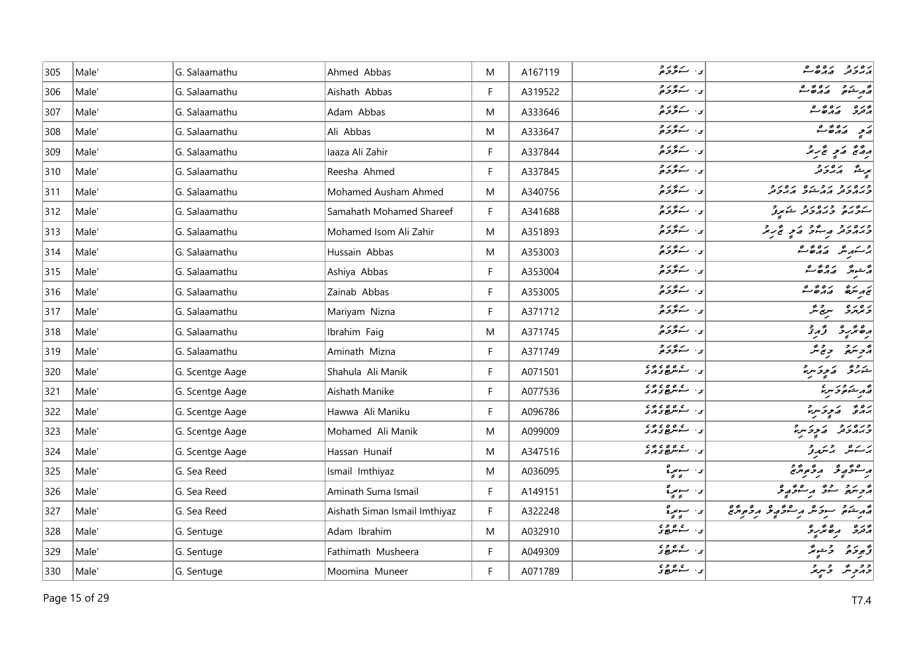| 305 | Male' | G. Salaamathu | Ahmed Abbas | M | A167119 | ގ. ސަލާމަތު | އަހުމަދު އައްބާސް |
|---|---|---|---|---|---|---|---|
| 306 | Male' | G. Salaamathu | Aishath Abbas | F | A319522 | ގ. ސަލާމަތު | އައިޝަތު އައްބާސް |
| 307 | Male' | G. Salaamathu | Adam Abbas | M | A333646 | ގ. ސަލާމަތު | އާދަމް އައްބާސް |
| 308 | Male' | G. Salaamathu | Ali Abbas | M | A333647 | ގ. ސަލާމަތު | އަލި އައްބާސް |
| 309 | Male' | G. Salaamathu | Iaaza Ali Zahir | F | A337844 | ގ. ސަލާމަތު | އިއާޒާ އަލި ޒާހިރު |
| 310 | Male' | G. Salaamathu | Reesha Ahmed | F | A337845 | ގ. ސަލާމަތު | ރީޝާ އަހުމަދު |
| 311 | Male' | G. Salaamathu | Mohamed Ausham Ahmed | M | A340756 | ގ. ސަލާމަތު | މުހައްމަދު އައުޝަމް އަހުމަދު |
| 312 | Male' | G. Salaamathu | Samahath Mohamed Shareef | F | A341688 | ގ. ސަލާމަތު | ސަމާހަތު މުހައްމަދު ޝަރީފު |
| 313 | Male' | G. Salaamathu | Mohamed Isom Ali Zahir | M | A351893 | ގ. ސަލާމަތު | މުހައްމަދު ޢިޞާމް އަލި ޒާހިރު |
| 314 | Male' | G. Salaamathu | Hussain Abbas | M | A353003 | ގ. ސަލާމަތު | ޙުސައިން އައްބާސް |
| 315 | Male' | G. Salaamathu | Ashiya Abbas | F | A353004 | ގ. ސަލާމަތު | އާޝިޔާ އައްބާސް |
| 316 | Male' | G. Salaamathu | Zainab Abbas | F | A353005 | ގ. ސަލާމަތު | ޒައިނަބް އައްބާސް |
| 317 | Male' | G. Salaamathu | Mariyam Nizna | F | A371712 | ގ. ސަލާމަތު | މަރިޔަމް ނިޒްނާ |
| 318 | Male' | G. Salaamathu | Ibrahim Faig | M | A371745 | ގ. ސަލާމަތު | އިބްރާހީމް ފާއިގު |
| 319 | Male' | G. Salaamathu | Aminath Mizna | F | A371749 | ގ. ސަލާމަތު | އާމިނަތު މިޒްނާ |
| 320 | Male' | G. Scentge Aage | Shahula Ali Manik | F | A071501 | ގ. ސެންޓްގެއާގެ | ޝަހުލާ އަލިމަނިކު |
| 321 | Male' | G. Scentge Aage | Aishath Manike | F | A077536 | ގ. ސެންޓްގެއާގެ | އައިޝަތުމަނިކެ |
| 322 | Male' | G. Scentge Aage | Hawwa Ali Maniku | F | A096786 | ގ. ސެންޓްގެއާގެ | ހައްވާ އަލިމަނިކު |
| 323 | Male' | G. Scentge Aage | Mohamed Ali Manik | M | A099009 | ގ. ސެންޓްގެއާގެ | މުހައްމަދު އަލިމަނިކު |
| 324 | Male' | G. Scentge Aage | Hassan Hunaif | M | A347516 | ގ. ސެންޓްގެއާގެ | ޙަސަން ހުނައިފު |
| 325 | Male' | G. Sea Reed | Ismail Imthiyaz | M | A036095 | ގ. ސީރީޑް | އިސްމާއިލް އިމްތިޔާޒް |
| 326 | Male' | G. Sea Reed | Aminath Suma Ismail | F | A149151 | ގ. ސީރީޑް | އާމިނަތު ސުމާ އިސްމާއިލް |
| 327 | Male' | G. Sea Reed | Aishath Siman Ismail Imthiyaz | F | A322248 | ގ. ސީރީޑް | އައިޝަތު ސިމަން އިސްމާއިލް އިމްތިޔާޒް |
| 328 | Male' | G. Sentuge | Adam Ibrahim | M | A032910 | ގ. ސެންޓުގެ | އާދަމް އިބްރާހީމް |
| 329 | Male' | G. Sentuge | Fathimath Musheera | F | A049309 | ގ. ސެންޓުގެ | ފާތިމަތު މުޝީރާ |
| 330 | Male' | G. Sentuge | Moomina Muneer | F | A071789 | ގ. ސެންޓުގެ | މޫމިނާ މުނީރު |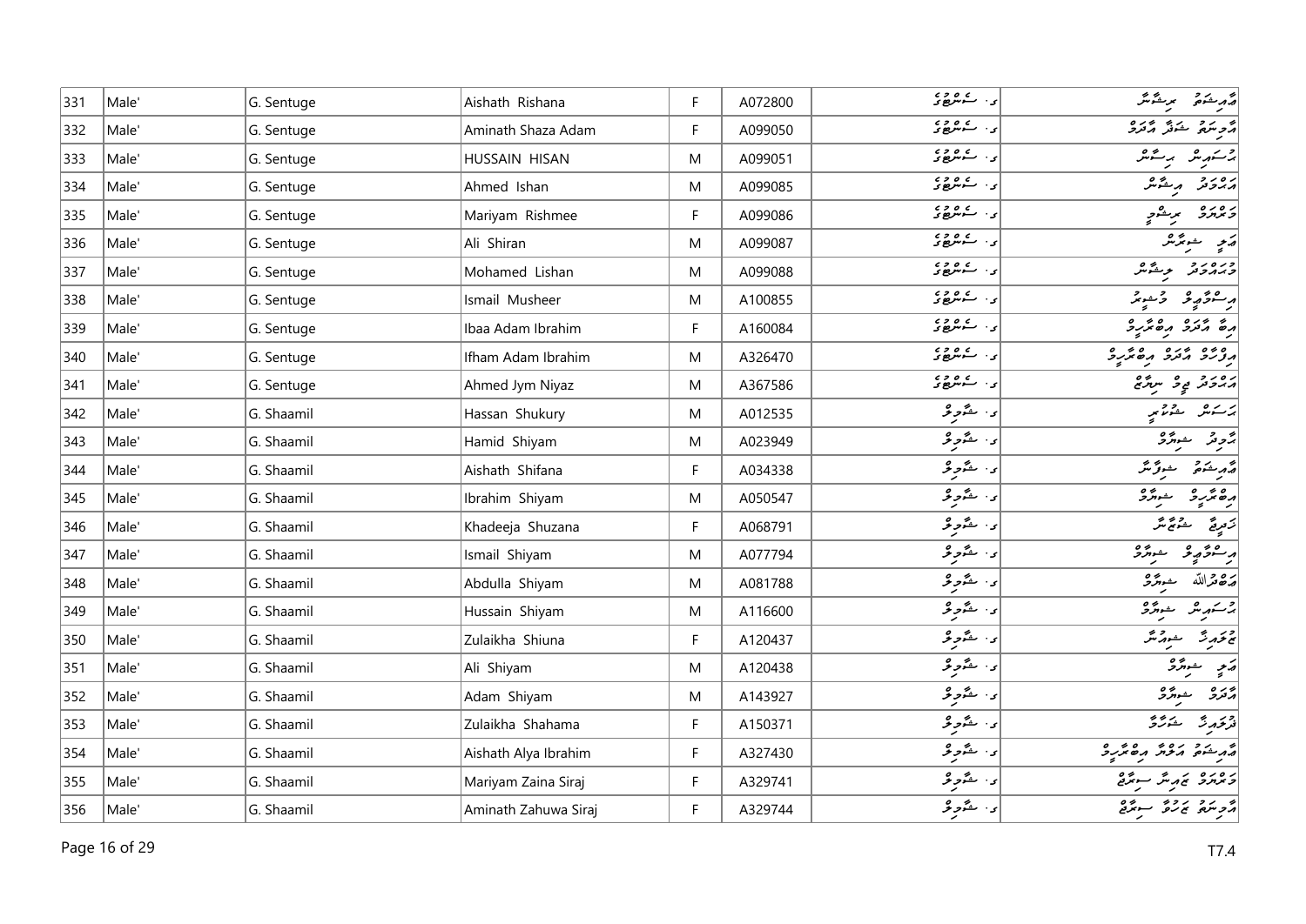| 331 | Male' | G. Sentuge | Aishath Rishana | F | A072800 | ގ. ސެންޓިއުގެ | އާއިޝަތު ރިޝާނާ |
|---|---|---|---|---|---|---|---|
| 332 | Male' | G. Sentuge | Aminath Shaza Adam | F | A099050 | ގ. ސެންޓިއުގެ | އާމިނަތު ޝަޒާ އާދަމް |
| 333 | Male' | G. Sentuge | HUSSAIN HISAN | M | A099051 | ގ. ސެންޓިއުގެ | ހުސައިން ހިސާން |
| 334 | Male' | G. Sentuge | Ahmed Ishan | M | A099085 | ގ. ސެންޓިއުގެ | އަޙްމަދު އިޝާން |
| 335 | Male' | G. Sentuge | Mariyam Rishmee | F | A099086 | ގ. ސެންޓިއުގެ | މަރިޔަމް ރިޝްމީ |
| 336 | Male' | G. Sentuge | Ali Shiran | M | A099087 | ގ. ސެންޓިއުގެ | އަލި ޝިރާން |
| 337 | Male' | G. Sentuge | Mohamed Lishan | M | A099088 | ގ. ސެންޓިއުގެ | މުޙައްމަދު ލިޝާން |
| 338 | Male' | G. Sentuge | Ismail Musheer | M | A100855 | ގ. ސެންޓިއުގެ | އިސްމާއީލް މުޝީރު |
| 339 | Male' | G. Sentuge | Ibaa Adam Ibrahim | F | A160084 | ގ. ސެންޓިއުގެ | އިބާ އާދަމް އިބްރާހީމް |
| 340 | Male' | G. Sentuge | Ifham Adam Ibrahim | M | A326470 | ގ. ސެންޓިއުގެ | އިފްހާމް އާދަމް އިބްރާހީމް |
| 341 | Male' | G. Sentuge | Ahmed Jym Niyaz | M | A367586 | ގ. ސެންޓިއުގެ | އަޙްމަދު ޖިމް ނިޔާޒް |
| 342 | Male' | G. Shaamil | Hassan Shukury | M | A012535 | ގ. ޝާމިލް | ހަސަން ޝުކުރީ |
| 343 | Male' | G. Shaamil | Hamid Shiyam | M | A023949 | ގ. ޝާމިލް | ހާމިދު ޝިޔާމް |
| 344 | Male' | G. Shaamil | Aishath Shifana | F | A034338 | ގ. ޝާމިލް | އާއިޝަތު ޝިފާނާ |
| 345 | Male' | G. Shaamil | Ibrahim Shiyam | M | A050547 | ގ. ޝާމިލް | އިބްރާހީމް ޝިޔާމް |
| 346 | Male' | G. Shaamil | Khadeeja Shuzana | F | A068791 | ގ. ޝާމިލް | ޚަދީޖާ ޝުޒާނާ |
| 347 | Male' | G. Shaamil | Ismail Shiyam | M | A077794 | ގ. ޝާމިލް | އިސްމާއީލް ޝިޔާމް |
| 348 | Male' | G. Shaamil | Abdulla Shiyam | M | A081788 | ގ. ޝާމިލް | އަބްދުﷲ ޝިޔާމް |
| 349 | Male' | G. Shaamil | Hussain Shiyam | M | A116600 | ގ. ޝާމިލް | ހުސައިން ޝިޔާމް |
| 350 | Male' | G. Shaamil | Zulaikha Shiuna | F | A120437 | ގ. ޝާމިލް | ޒުލައިޚާ ޝިއުނާ |
| 351 | Male' | G. Shaamil | Ali Shiyam | M | A120438 | ގ. ޝާމިލް | އަލި ޝިޔާމް |
| 352 | Male' | G. Shaamil | Adam Shiyam | M | A143927 | ގ. ޝާމިލް | އާދަމް ޝިޔާމް |
| 353 | Male' | G. Shaamil | Zulaikha Shahama | F | A150371 | ގ. ޝާމިލް | ޒުލައިޚާ ޝަހާމާ |
| 354 | Male' | G. Shaamil | Aishath Alya Ibrahim | F | A327430 | ގ. ޝާމިލް | އާއިޝަތު އަލްޔާ އިބްރާހީމް |
| 355 | Male' | G. Shaamil | Mariyam Zaina Siraj | F | A329741 | ގ. ޝާމިލް | މަރިޔަމް ޒައިނާ ސިރާޖް |
| 356 | Male' | G. Shaamil | Aminath Zahuwa Siraj | F | A329744 | ގ. ޝާމިލް | އާމިނަތު ޒަހުވާ ސިރާޖް |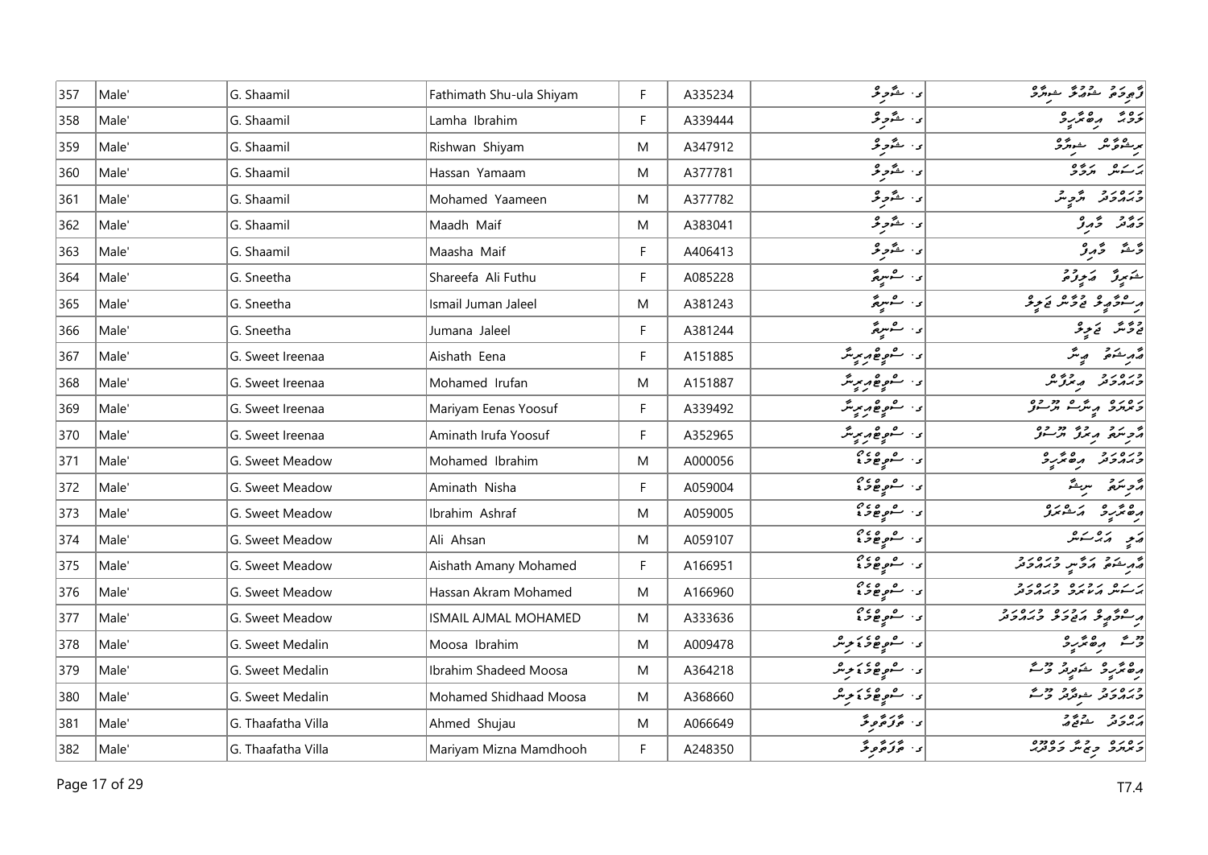| 357 | Male' | G. Shaamil | Fathimath Shu-ula Shiyam | F | A335234 | ގ. ޝާމިލް | ފާތިމަތު ޝުއުލާ ޝިޔާމް |
|---|---|---|---|---|---|---|---|
| 358 | Male' | G. Shaamil | Lamha Ibrahim | F | A339444 | ގ. ޝާމިލް | ލަމްހާ އިބްރާހީމް |
| 359 | Male' | G. Shaamil | Rishwan Shiyam | M | A347912 | ގ. ޝާމިލް | ރިޝްވާން ޝިޔާމް |
| 360 | Male' | G. Shaamil | Hassan Yamaam | M | A377781 | ގ. ޝާމިލް | ހަސަން ޔަމާމް |
| 361 | Male' | G. Shaamil | Mohamed Yaameen | M | A377782 | ގ. ޝާމިލް | މުހައްމަދު ޔާމީން |
| 362 | Male' | G. Shaamil | Maadh Maif | M | A383041 | ގ. ޝާމިލް | މާއަދު މާއިފް |
| 363 | Male' | G. Shaamil | Maasha Maif | F | A406413 | ގ. ޝާމިލް | މާޝާ މާއިފް |
| 364 | Male' | G. Sneetha | Shareefa Ali Futhu | F | A085228 | ގ. ސްނީތާ | ޝަރީފާ އަލިފުތު |
| 365 | Male' | G. Sneetha | Ismail Juman Jaleel | M | A381243 | ގ. ސްނީތާ | އިސްމާއިލް ޖުމާން ޖަލީލް |
| 366 | Male' | G. Sneetha | Jumana Jaleel | F | A381244 | ގ. ސްނީތާ | ޖުމާނާ ޖަލީލް |
| 367 | Male' | G. Sweet Ireenaa | Aishath Eena | F | A151885 | ގ. ސްވީޓްއިރީނާ | އައިޝަތު އީނާ |
| 368 | Male' | G. Sweet Ireenaa | Mohamed Irufan | M | A151887 | ގ. ސްވީޓްއިރީނާ | މުހައްމަދު އިރުފާން |
| 369 | Male' | G. Sweet Ireenaa | Mariyam Eenas Yoosuf | F | A339492 | ގ. ސްވީޓްއިރީނާ | މަރިޔަމް އީނާސް ޔޫސުފް |
| 370 | Male' | G. Sweet Ireenaa | Aminath Irufa Yoosuf | F | A352965 | ގ. ސްވީޓްއިރީނާ | އާމިނަތު އިރުފާ ޔޫސުފް |
| 371 | Male' | G. Sweet Meadow | Mohamed Ibrahim | M | A000056 | ގ. ސްވީޓްމެޑޯ | މުހައްމަދު އިބްރާހީމް |
| 372 | Male' | G. Sweet Meadow | Aminath Nisha | F | A059004 | ގ. ސްވީޓްމެޑޯ | އާމިނަތު ނިޝާ |
| 373 | Male' | G. Sweet Meadow | Ibrahim Ashraf | M | A059005 | ގ. ސްވީޓްމެޑޯ | އިބްރާހީމް އަޝްރަފް |
| 374 | Male' | G. Sweet Meadow | Ali Ahsan | M | A059107 | ގ. ސްވީޓްމެޑޯ | އަލި އަޙްސަން |
| 375 | Male' | G. Sweet Meadow | Aishath Amany Mohamed | F | A166951 | ގ. ސްވީޓްމެޑޯ | އައިޝަތު އަމާނީ މުހައްމަދު |
| 376 | Male' | G. Sweet Meadow | Hassan Akram Mohamed | M | A166960 | ގ. ސްވީޓްމެޑޯ | ހަސަން އަކްރަމް މުހައްމަދު |
| 377 | Male' | G. Sweet Meadow | ISMAIL AJMAL MOHAMED | M | A333636 | ގ. ސްވީޓްމެޑޯ | އިސްމާއިލް އަޖުމަލް މުހައްމަދު |
| 378 | Male' | G. Sweet Medalin | Moosa Ibrahim | M | A009478 | ގ. ސްވީޓްމެޑަލިން | މޫސާ އިބްރާހީމް |
| 379 | Male' | G. Sweet Medalin | Ibrahim Shadeed Moosa | M | A364218 | ގ. ސްވީޓްމެޑަލިން | އިބްރާހީމް ޝަދީދު މޫސާ |
| 380 | Male' | G. Sweet Medalin | Mohamed Shidhaad Moosa | M | A368660 | ގ. ސްވީޓްމެޑަލިން | މުހައްމަދު ޝިދާދު މޫސާ |
| 381 | Male' | G. Thaafatha Villa | Ahmed Shujau | M | A066649 | ގ. ތާފަތަވިލާ | އަޙްމަދު ޝުޖާއު |
| 382 | Male' | G. Thaafatha Villa | Mariyam Mizna Mamdhooh | F | A248350 | ގ. ތާފަތަވިލާ | މަރިޔަމް މިޒްނާ މަމްދޫޙް |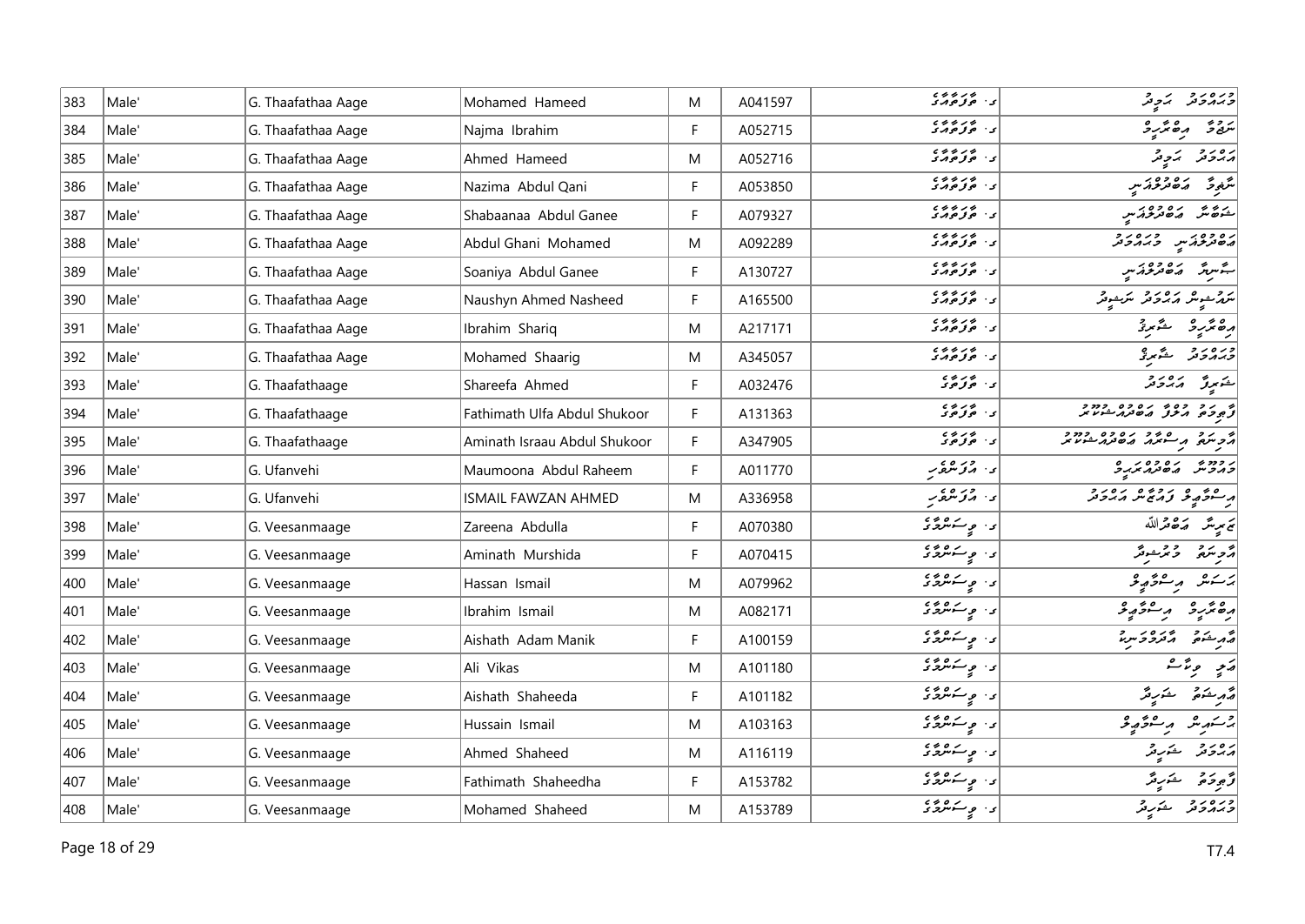| 383 | Male' | G. Thaafathaa Aage | Mohamed Hameed | M | A041597 | ގ. ތާފަތާއާގެ | މުހައްމަދު ހަމީދު |
|---|---|---|---|---|---|---|---|
| 384 | Male' | G. Thaafathaa Aage | Najma Ibrahim | F | A052715 | ގ. ތާފަތާއާގެ | ނަޖުމާ އިބްރާހިމް |
| 385 | Male' | G. Thaafathaa Aage | Ahmed Hameed | M | A052716 | ގ. ތާފަތާއާގެ | އަހުމަދު ހަމީދު |
| 386 | Male' | G. Thaafathaa Aage | Nazima Abdul Qani | F | A053850 | ގ. ތާފަތާއާގެ | ނާޒިމާ އަބްދުލްޤަނީ |
| 387 | Male' | G. Thaafathaa Aage | Shabaanaa Abdul Ganee | F | A079327 | ގ. ތާފަތާއާގެ | ޝަބާނާ އަބްދުލްޣަނީ |
| 388 | Male' | G. Thaafathaa Aage | Abdul Ghani Mohamed | M | A092289 | ގ. ތާފަތާއާގެ | އަބްދުލްޣަނީ މުހައްމަދު |
| 389 | Male' | G. Thaafathaa Aage | Soaniya Abdul Ganee | F | A130727 | ގ. ތާފަތާއާގެ | ސޯނިޔާ އަބްދުލްޣަނީ |
| 390 | Male' | G. Thaafathaa Aage | Naushyn Ahmed Nasheed | F | A165500 | ގ. ތާފަތާއާގެ | ނައުޝީން އަހުމަދު ނަޝީދު |
| 391 | Male' | G. Thaafathaa Aage | Ibrahim Shariq | M | A217171 | ގ. ތާފަތާއާގެ | އިބްރާހިމް ޝާރިޤު |
| 392 | Male' | G. Thaafathaa Aage | Mohamed Shaarig | M | A345057 | ގ. ތާފަތާއާގެ | މުހައްމަދު ޝާރިޤު |
| 393 | Male' | G. Thaafathaage | Shareefa Ahmed | F | A032476 | ގ. ތާފަތާގެ | ޝަރީފާ އަހުމަދު |
| 394 | Male' | G. Thaafathaage | Fathimath Ulfa Abdul Shukoor | F | A131363 | ގ. ތާފަތާގެ | ފާތިމަތު އުލްފާ އަބްދުލްޝުކޫރު |
| 395 | Male' | G. Thaafathaage | Aminath Israau Abdul Shukoor | F | A347905 | ގ. ތާފަތާގެ | އާމިނަތު އިސްރާއު އަބްދުލްޝުކޫރު |
| 396 | Male' | G. Ufanvehi | Maumoona Abdul Raheem | F | A011770 | ގ. އުފަންވެހި | މައުމޫނާ އަބްދުއްރަހީމް |
| 397 | Male' | G. Ufanvehi | ISMAIL FAWZAN AHMED | M | A336958 | ގ. އުފަންވެހި | އިސްމާޢީލް ފައުޒާން އަހުމަދު |
| 398 | Male' | G. Veesanmaage | Zareena Abdulla | F | A070380 | ގ. ވީސަންމާގެ | ޒަރީނާ އަބްދުﷲ |
| 399 | Male' | G. Veesanmaage | Aminath Murshida | F | A070415 | ގ. ވީސަންމާގެ | އާމިނަތު މުރުޝިދާ |
| 400 | Male' | G. Veesanmaage | Hassan Ismail | M | A079962 | ގ. ވީސަންމާގެ | ހަސަން އިސްމާޢީލް |
| 401 | Male' | G. Veesanmaage | Ibrahim Ismail | M | A082171 | ގ. ވީސަންމާގެ | އިބްރާހިމް އިސްމާޢީލް |
| 402 | Male' | G. Veesanmaage | Aishath Adam Manik | F | A100159 | ގ. ވީސަންމާގެ | އާއިޝަތު އާދަމްމަނިކު |
| 403 | Male' | G. Veesanmaage | Ali Vikas | M | A101180 | ގ. ވީސަންމާގެ | އަލި ވިކާސް |
| 404 | Male' | G. Veesanmaage | Aishath Shaheeda | F | A101182 | ގ. ވީސަންމާގެ | އާއިޝަތު ޝަހީދާ |
| 405 | Male' | G. Veesanmaage | Hussain Ismail | M | A103163 | ގ. ވީސަންމާގެ | ހުސައިން އިސްމާޢީލް |
| 406 | Male' | G. Veesanmaage | Ahmed Shaheed | M | A116119 | ގ. ވީސަންމާގެ | އަހުމަދު ޝަހީދު |
| 407 | Male' | G. Veesanmaage | Fathimath Shaheedha | F | A153782 | ގ. ވީސަންމާގެ | ފާތިމަތު ޝަހީދާ |
| 408 | Male' | G. Veesanmaage | Mohamed Shaheed | M | A153789 | ގ. ވީސަންމާގެ | މުހައްމަދު ޝަހީދު |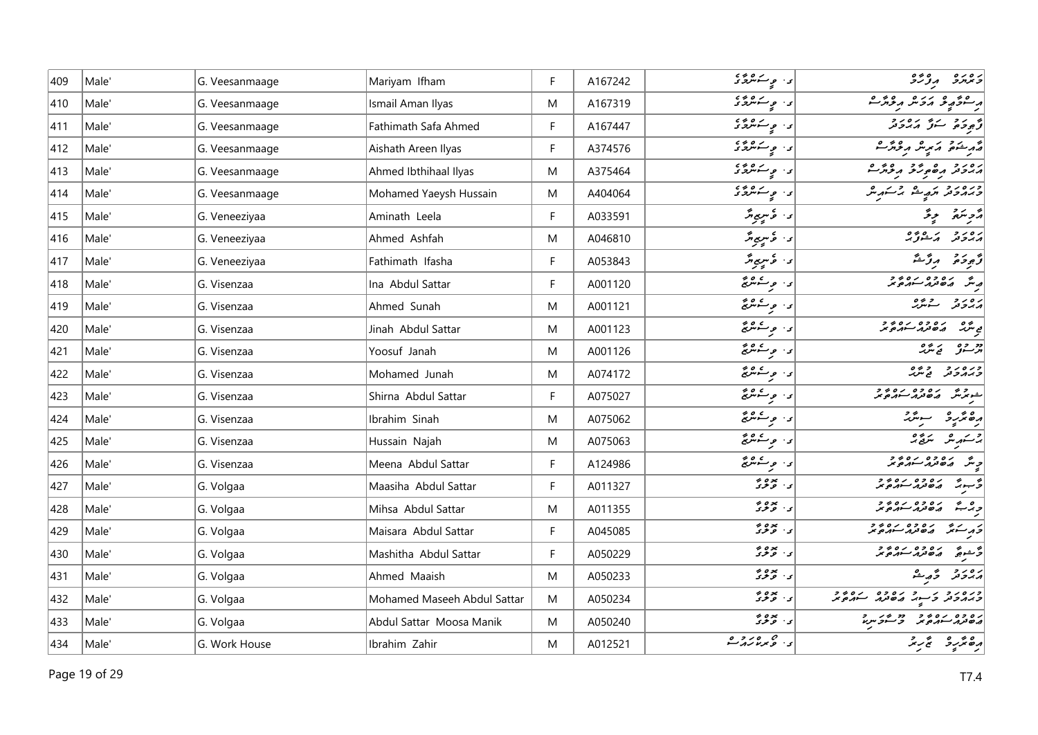| 409 | Male' | G. Veesanmaage | Mariyam Ifham | F | A167242 | ގ. ވީސަންމާގެ | މަރިޔަމް އިފްހާމް |
|---|---|---|---|---|---|---|---|
| 410 | Male' | G. Veesanmaage | Ismail Aman Ilyas | M | A167319 | ގ. ވީސަންމާގެ | އިސްމާއީލް އަމަން އިލްޔާސް |
| 411 | Male' | G. Veesanmaage | Fathimath Safa Ahmed | F | A167447 | ގ. ވީސަންމާގެ | ފާތިމަތު ސަފާ އަޙްމަދު |
| 412 | Male' | G. Veesanmaage | Aishath Areen Ilyas | F | A374576 | ގ. ވީސަންމާގެ | އާއިޝަތު އަރީން އިލްޔާސް |
| 413 | Male' | G. Veesanmaage | Ahmed Ibthihaal Ilyas | M | A375464 | ގ. ވީސަންމާގެ | އަޙްމަދު އިބްތިހާލް އިލްޔާސް |
| 414 | Male' | G. Veesanmaage | Mohamed Yaeysh Hussain | M | A404064 | ގ. ވީސަންމާގެ | މުޙައްމަދު ޔަޢީޝް ހުސައިން |
| 415 | Male' | G. Veneeziyaa | Aminath Leela | F | A033591 | ގ. ވެނީޒިޔާ | އާމިނަތު ލީލާ |
| 416 | Male' | G. Veneeziyaa | Ahmed Ashfah | M | A046810 | ގ. ވެނީޒިޔާ | އަޙްމަދު އަށްފާހް |
| 417 | Male' | G. Veneeziyaa | Fathimath Ifasha | F | A053843 | ގ. ވެނީޒިޔާ | ފާތިމަތު އިފާޝާ |
| 418 | Male' | G. Visenzaa | Ina Abdul Sattar | F | A001120 | ގ. ވިސެންޒާ | އިނާ އަބްދުލްސައްތާރު |
| 419 | Male' | G. Visenzaa | Ahmed Sunah | M | A001121 | ގ. ވިސެންޒާ | އަޙްމަދު ސުނާހް |
| 420 | Male' | G. Visenzaa | Jinah Abdul Sattar | M | A001123 | ގ. ވިސެންޒާ | ޖިނާހް އަބްދުލްސައްތާރު |
| 421 | Male' | G. Visenzaa | Yoosuf Janah | M | A001126 | ގ. ވިސެންޒާ | ޔޫސުފް ޖަނާހް |
| 422 | Male' | G. Visenzaa | Mohamed Junah | M | A074172 | ގ. ވިސެންޒާ | މުޙައްމަދު ޖުނާހް |
| 423 | Male' | G. Visenzaa | Shirna Abdul Sattar | F | A075027 | ގ. ވިސެންޒާ | ޝިރްނާ އަބްދުލްސައްތާރު |
| 424 | Male' | G. Visenzaa | Ibrahim Sinah | M | A075062 | ގ. ވިސެންޒާ | އިބްރާހީމް ސިނާހް |
| 425 | Male' | G. Visenzaa | Hussain Najah | M | A075063 | ގ. ވިސެންޒާ | ހުސައިން ނަޖާހް |
| 426 | Male' | G. Visenzaa | Meena Abdul Sattar | F | A124986 | ގ. ވިސެންޒާ | މީނާ އަބްދުލްސައްތާރު |
| 427 | Male' | G. Volgaa | Maasiha Abdul Sattar | F | A011327 | ގ. ވޮލްގާ | މާސިހާ އަބްދުލްސައްތާރު |
| 428 | Male' | G. Volgaa | Mihsa Abdul Sattar | M | A011355 | ގ. ވޮލްގާ | މިހްސާ އަބްދުލްސައްތާރު |
| 429 | Male' | G. Volgaa | Maisara Abdul Sattar | F | A045085 | ގ. ވޮލްގާ | މައިސަރާ އަބްދުލްސައްތާރު |
| 430 | Male' | G. Volgaa | Mashitha Abdul Sattar | F | A050229 | ގ. ވޮލްގާ | މާޝިތާ އަބްދުލްސައްތާރު |
| 431 | Male' | G. Volgaa | Ahmed Maaish | M | A050233 | ގ. ވޮލްގާ | އަޙްމަދު މާއިޝް |
| 432 | Male' | G. Volgaa | Mohamed Maseeh Abdul Sattar | M | A050234 | ގ. ވޮލްގާ | މުޙައްމަދު މަސީޙު އަބްދުލް ސައްތާރު |
| 433 | Male' | G. Volgaa | Abdul Sattar Moosa Manik | M | A050240 | ގ. ވޮލްގާ | އަބްދުލްސައްތާރު މޫސާމަނިކު |
| 434 | Male' | G. Work House | Ibrahim Zahir | M | A012521 | ގ. ވޯކްހައުސް | އިބްރާހީމް ޒާހިރު |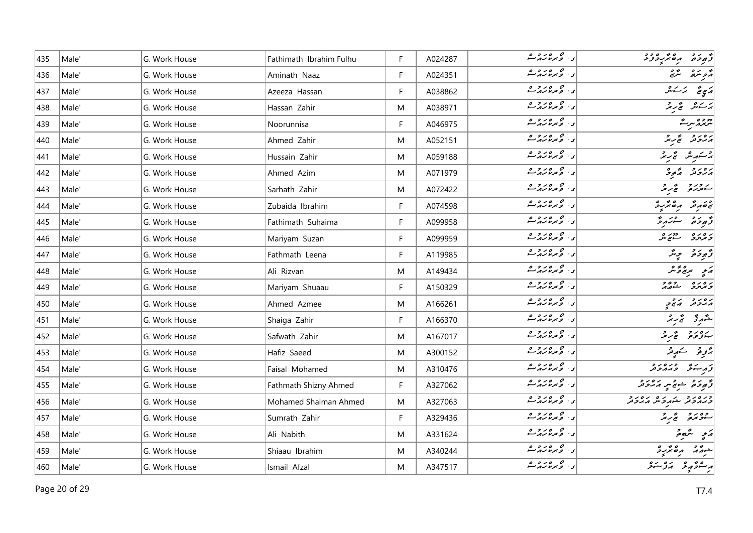| 435 | Male' | G. Work House | Fathimath Ibrahim Fulhu | F | A024287 | ގ. ވޯކްހައުސް | ފާތިމަތު އިބްރާހީމްފުޅު |
|---|---|---|---|---|---|---|---|
| 436 | Male' | G. Work House | Aminath Naaz | F | A024351 | ގ. ވޯކްހައުސް | އާމިނަތު ނާޒް |
| 437 | Male' | G. Work House | Azeeza Hassan | F | A038862 | ގ. ވޯކްހައުސް | އަޒީޒާ ހަސަން |
| 438 | Male' | G. Work House | Hassan Zahir | M | A038971 | ގ. ވޯކްހައުސް | ހަސަން ޒާހިރު |
| 439 | Male' | G. Work House | Noorunnisa | F | A046975 | ގ. ވޯކްހައުސް | ނޫރުއްނިސާ |
| 440 | Male' | G. Work House | Ahmed Zahir | M | A052151 | ގ. ވޯކްހައުސް | އަޙްމަދު ޒާހިރު |
| 441 | Male' | G. Work House | Hussain Zahir | M | A059188 | ގ. ވޯކްހައުސް | ޙުސައިން ޒާހިރު |
| 442 | Male' | G. Work House | Ahmed Azim | M | A071979 | ގ. ވޯކްހައުސް | އަޙްމަދު އާޒިމް |
| 443 | Male' | G. Work House | Sarhath Zahir | M | A072422 | ގ. ވޯކްހައުސް | ސަރުހަތު ޒާހިރު |
| 444 | Male' | G. Work House | Zubaida Ibrahim | F | A074598 | ގ. ވޯކްހައުސް | ޒުބައިދާ އިބްރާހީމް |
| 445 | Male' | G. Work House | Fathimath Suhaima | F | A099958 | ގ. ވޯކްހައުސް | ފާތިމަތު ސުހައިމާ |
| 446 | Male' | G. Work House | Mariyam Suzan | F | A099959 | ގ. ވޯކްހައުސް | މަރިޔަމް ސޫޒަން |
| 447 | Male' | G. Work House | Fathmath Leena | F | A119985 | ގ. ވޯކްހައުސް | ފާތިމަތު ލީނާ |
| 448 | Male' | G. Work House | Ali Rizvan | M | A149434 | ގ. ވޯކްހައުސް | އަލި ރިޒްވާން |
| 449 | Male' | G. Work House | Mariyam Shuaau | F | A150329 | ގ. ވޯކްހައުސް | މަރިޔަމް ޝުޢާއު |
| 450 | Male' | G. Work House | Ahmed Azmee | M | A166261 | ގ. ވޯކްހައުސް | އަޙްމަދު އަޒްމީ |
| 451 | Male' | G. Work House | Shaiga Zahir | F | A166370 | ގ. ވޯކްހައުސް | ޝާއިގާ ޒާހިރު |
| 452 | Male' | G. Work House | Safwath Zahir | M | A167017 | ގ. ވޯކްހައުސް | ޞަފްވަތު ޒާހިރު |
| 453 | Male' | G. Work House | Hafiz Saeed | M | A300152 | ގ. ވޯކްހައުސް | ޙާފިޒު ސައީދު |
| 454 | Male' | G. Work House | Faisal Mohamed | M | A310476 | ގ. ވޯކްހައުސް | ފައިސަލް މުޙައްމަދު |
| 455 | Male' | G. Work House | Fathmath Shizny Ahmed | F | A327062 | ގ. ވޯކްހައުސް | ފާތިމަތު ޝިޒްނީ އަޙްމަދު |
| 456 | Male' | G. Work House | Mohamed Shaiman Ahmed | M | A327063 | ގ. ވޯކްހައުސް | މުޙައްމަދު ޝައިމަން އަޙްމަދު |
| 457 | Male' | G. Work House | Sumrath Zahir | F | A329436 | ގ. ވޯކްހައުސް | ސުމްރަތު ޒާހިރު |
| 458 | Male' | G. Work House | Ali Nabith | M | A331624 | ގ. ވޯކްހައުސް | އަލި ނާބިތު |
| 459 | Male' | G. Work House | Shiaau Ibrahim | M | A340244 | ގ. ވޯކްހައުސް | ޝިޔާއު އިބްރާހީމް |
| 460 | Male' | G. Work House | Ismail Afzal | M | A347517 | ގ. ވޯކްހައުސް | އިސްމާއީލް އަފްޒަލް |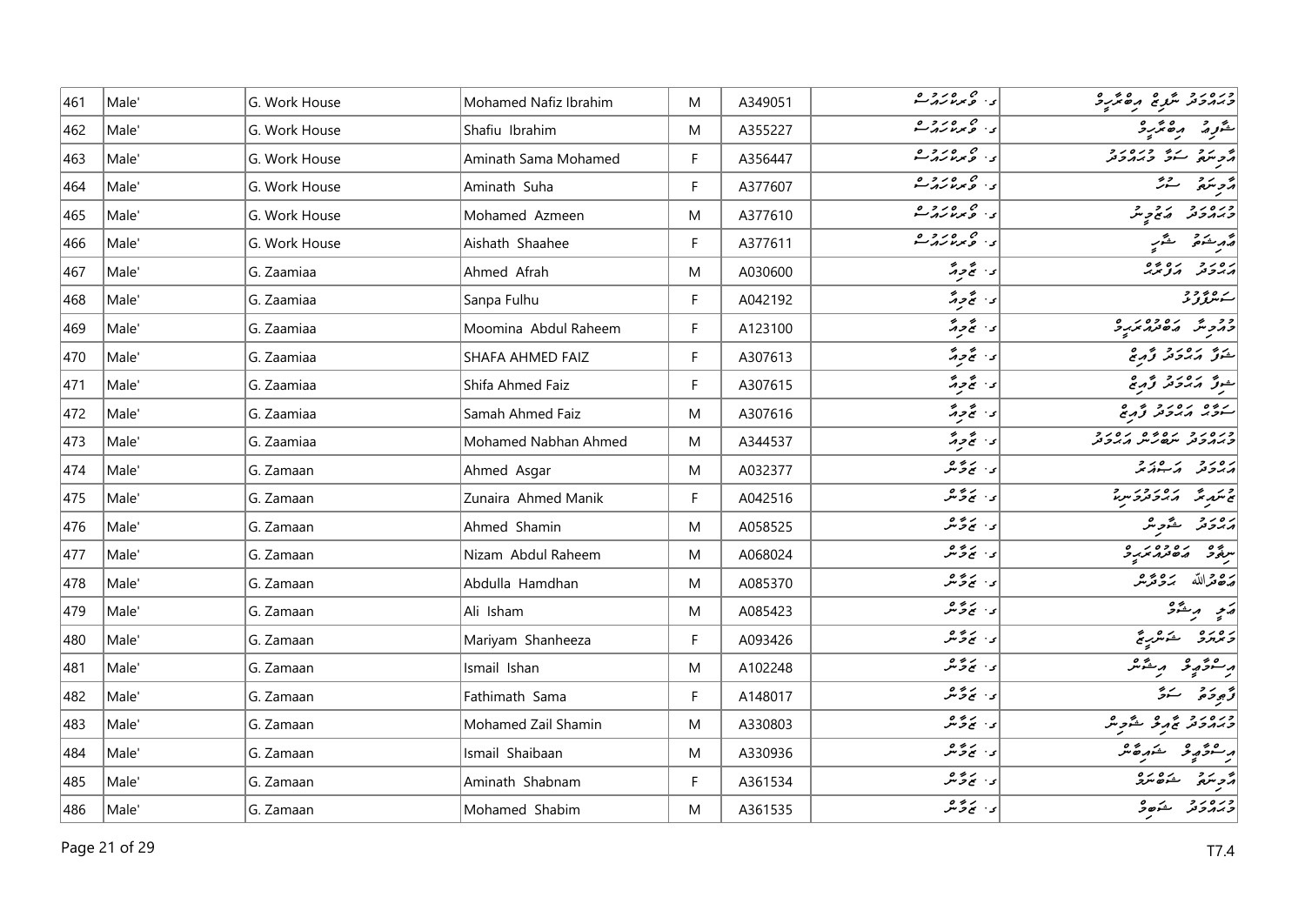| 461 | Male' | G. Work House | Mohamed Nafiz Ibrahim | M | A349051 | ގ. ވޯރކްހައުސް | މުހައްމަދު ނާފިޒް އިބްރާހީމް |
|---|---|---|---|---|---|---|---|
| 462 | Male' | G. Work House | Shafiu Ibrahim | M | A355227 | ގ. ވޯރކްހައުސް | ޝާފިއު އިބްރާހީމް |
| 463 | Male' | G. Work House | Aminath Sama Mohamed | F | A356447 | ގ. ވޯރކްހައުސް | އާމިނަތު ސަމާ މުހައްމަދު |
| 464 | Male' | G. Work House | Aminath Suha | F | A377607 | ގ. ވޯރކްހައުސް | އާމިނަތު ސުހާ |
| 465 | Male' | G. Work House | Mohamed Azmeen | M | A377610 | ގ. ވޯރކްހައުސް | މުހައްމަދު އަޒްމީން |
| 466 | Male' | G. Work House | Aishath Shaahee | F | A377611 | ގ. ވޯރކްހައުސް | އާއިޝަތު ޝާހީ |
| 467 | Male' | G. Zaamiaa | Ahmed Afrah | M | A030600 | ގ. ޒާމިއާ | އަހްމަދު އަފްރާހް |
| 468 | Male' | G. Zaamiaa | Sanpa Fulhu | F | A042192 | ގ. ޒާމިއާ | ސަންޕާފުޅު |
| 469 | Male' | G. Zaamiaa | Moomina Abdul Raheem | F | A123100 | ގ. ޒާމިއާ | މޫމިނާ އަބްދުއްރަހީމް |
| 470 | Male' | G. Zaamiaa | SHAFA AHMED FAIZ | F | A307613 | ގ. ޒާމިއާ | ޝަފާ އަހްމަދު ފާއިޒް |
| 471 | Male' | G. Zaamiaa | Shifa Ahmed Faiz | F | A307615 | ގ. ޒާމިއާ | ޝިފާ އަހްމަދު ފާއިޒް |
| 472 | Male' | G. Zaamiaa | Samah Ahmed Faiz | M | A307616 | ގ. ޒާމިއާ | ސަމާހް އަހްމަދު ފާއިޒް |
| 473 | Male' | G. Zaamiaa | Mohamed Nabhan Ahmed | M | A344537 | ގ. ޒާމިއާ | މުހައްމަދު ނަބްހާން އަހްމަދު |
| 474 | Male' | G. Zamaan | Ahmed Asgar | M | A032377 | ގ. ޒަމާން | އަހްމަދު އަސްޣަރު |
| 475 | Male' | G. Zamaan | Zunaira Ahmed Manik | F | A042516 | ގ. ޒަމާން | ޒުނައިރާ އަހްމަދުމަނިކު |
| 476 | Male' | G. Zamaan | Ahmed Shamin | M | A058525 | ގ. ޒަމާން | އަހްމަދު ޝާމިން |
| 477 | Male' | G. Zamaan | Nizam Abdul Raheem | M | A068024 | ގ. ޒަމާން | ނިޒާމް އަބްދުއްރަހީމް |
| 478 | Male' | G. Zamaan | Abdulla Hamdhan | M | A085370 | ގ. ޒަމާން | އަބްދުﷲ ހަމްދާން |
| 479 | Male' | G. Zamaan | Ali Isham | M | A085423 | ގ. ޒަމާން | އަލި އިޝާމް |
| 480 | Male' | G. Zamaan | Mariyam Shanheeza | F | A093426 | ގ. ޒަމާން | މަރިޔަމް ޝަންހީޒާ |
| 481 | Male' | G. Zamaan | Ismail Ishan | M | A102248 | ގ. ޒަމާން | އިސްމާއިލް އިޝާން |
| 482 | Male' | G. Zamaan | Fathimath Sama | F | A148017 | ގ. ޒަމާން | ފާތިމަތު ސަމާ |
| 483 | Male' | G. Zamaan | Mohamed Zail Shamin | M | A330803 | ގ. ޒަމާން | މުހައްމަދު ޒާއިލް ޝާމިން |
| 484 | Male' | G. Zamaan | Ismail Shaibaan | M | A330936 | ގ. ޒަމާން | އިސްމާއިލް ޝައިބާން |
| 485 | Male' | G. Zamaan | Aminath Shabnam | F | A361534 | ގ. ޒަމާން | އާމިނަތު ޝަބްނަމް |
| 486 | Male' | G. Zamaan | Mohamed Shabim | M | A361535 | ގ. ޒަމާން | މުހައްމަދު ޝާބިމް |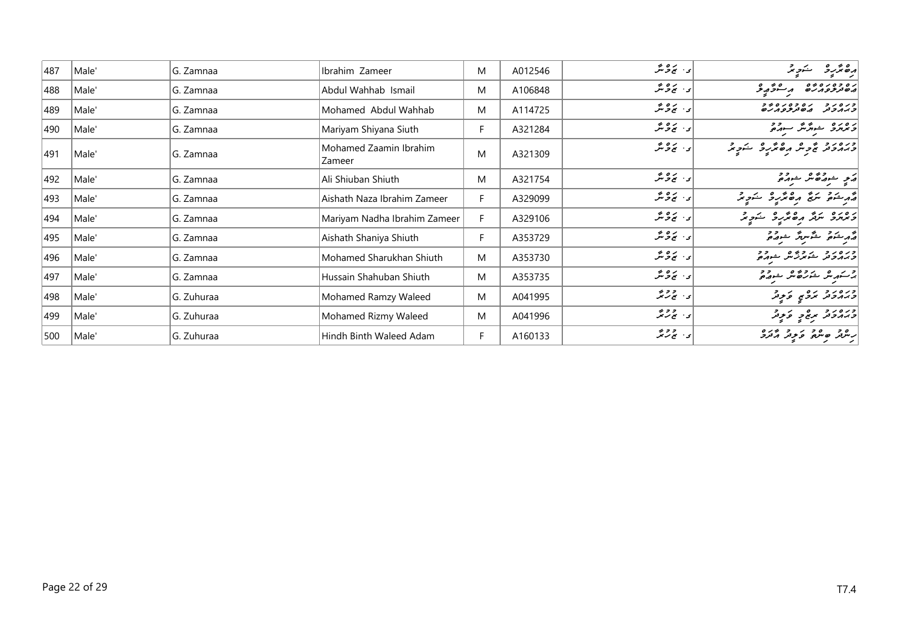| 487 | Male' | G. Zamnaa | Ibrahim Zameer | M | A012546 | ގ. ޒަމްނާ | އިބްރާހީމް ޒަމީރު |
|---|---|---|---|---|---|---|---|
| 488 | Male' | G. Zamnaa | Abdul Wahhab Ismail | M | A106848 | ގ. ޒަމްނާ | އަބްދުލްވައްހާބް އިސްމާއީލް |
| 489 | Male' | G. Zamnaa | Mohamed Abdul Wahhab | M | A114725 | ގ. ޒަމްނާ | މުހައްމަދު އަބްދުލްވައްހާބް |
| 490 | Male' | G. Zamnaa | Mariyam Shiyana Siuth | F | A321284 | ގ. ޒަމްނާ | މަރިޔަމް ޝިޔާނާ ސިއުތު |
| 491 | Male' | G. Zamnaa | Mohamed Zaamin Ibrahim Zameer | M | A321309 | ގ. ޒަމްނާ | މުހައްމަދު ޒާމިން އިބްރާހީމް ޒަމީރު |
| 492 | Male' | G. Zamnaa | Ali Shiuban Shiuth | M | A321754 | ގ. ޒަމްނާ | އަލި ޝިއުބާން ޝިއުތު |
| 493 | Male' | G. Zamnaa | Aishath Naza Ibrahim Zameer | F | A329099 | ގ. ޒަމްނާ | އާއިޝަތު ނަޒާ އިބްރާހީމް ޒަމީރު |
| 494 | Male' | G. Zamnaa | Mariyam Nadha Ibrahim Zameer | F | A329106 | ގ. ޒަމްނާ | މަރިޔަމް ނަދާ އިބްރާހީމް ޒަމީރު |
| 495 | Male' | G. Zamnaa | Aishath Shaniya Shiuth | F | A353729 | ގ. ޒަމްނާ | އާއިޝަތު ޝާނިޔާ ޝިއުތު |
| 496 | Male' | G. Zamnaa | Mohamed Sharukhan Shiuth | M | A353730 | ގ. ޒަމްނާ | މުހައްމަދު ޝަރުޚާން ޝިއުތު |
| 497 | Male' | G. Zamnaa | Hussain Shahuban Shiuth | M | A353735 | ގ. ޒަމްނާ | ހުސައިން ޝަހުބާން ޝިއުތު |
| 498 | Male' | G. Zuhuraa | Mohamed Ramzy Waleed | M | A041995 | ގ. ޒުހުރާ | މުހައްމަދު ރަމްޒީ ވަލީދު |
| 499 | Male' | G. Zuhuraa | Mohamed Rizmy Waleed | M | A041996 | ގ. ޒުހުރާ | މުހައްމަދު ރިޒްމީ ވަލީދު |
| 500 | Male' | G. Zuhuraa | Hindh Binth Waleed Adam | F | A160133 | ގ. ޒުހުރާ | ހިންދު ބިންތު ވަލީދު އާދަމް |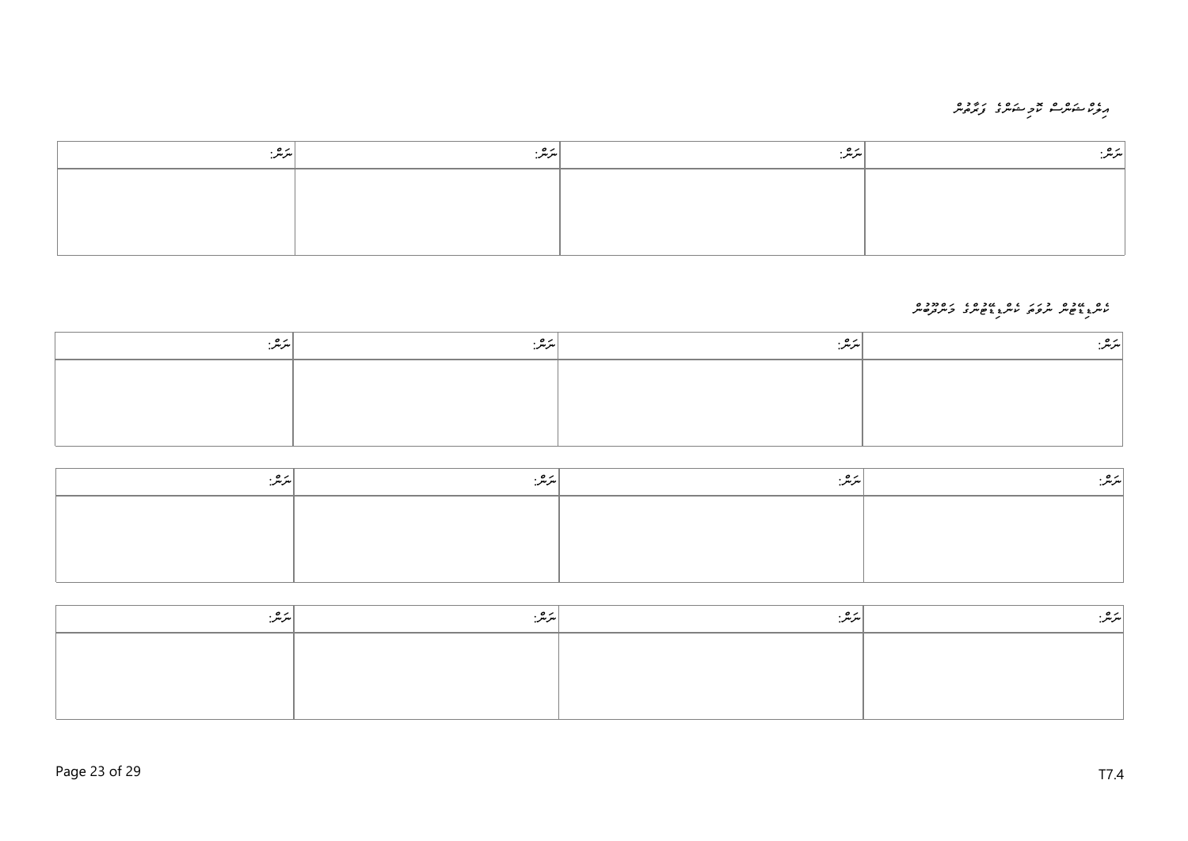## ޢިލްމުސަރަޙް ކޮމިޝަނުގެ ފަރާތުން

| ނަންބަރު: | ނަންބަރު: | ނަންބަރު: | ނަންބަރު: |
|---|---|---|---|
| | | | |

## ކެންޑިޑޭޓުން ނުވަތަ ކެންޑިޑޭޓުންގެ މަންދޫބުން

| ނަންބަރު: | ނަންބަރު: | ނަންބަރު: | ނަންބަރު: |
|---|---|---|---|
| | | | |

| ނަންބަރު: | ނަންބަރު: | ނަންބަރު: | ނަންބަރު: |
|---|---|---|---|
| | | | |

| ނަންބަރު: | ނަންބަރު: | ނަންބަރު: | ނަންބަރު: |
|---|---|---|---|
| | | | |

T7.4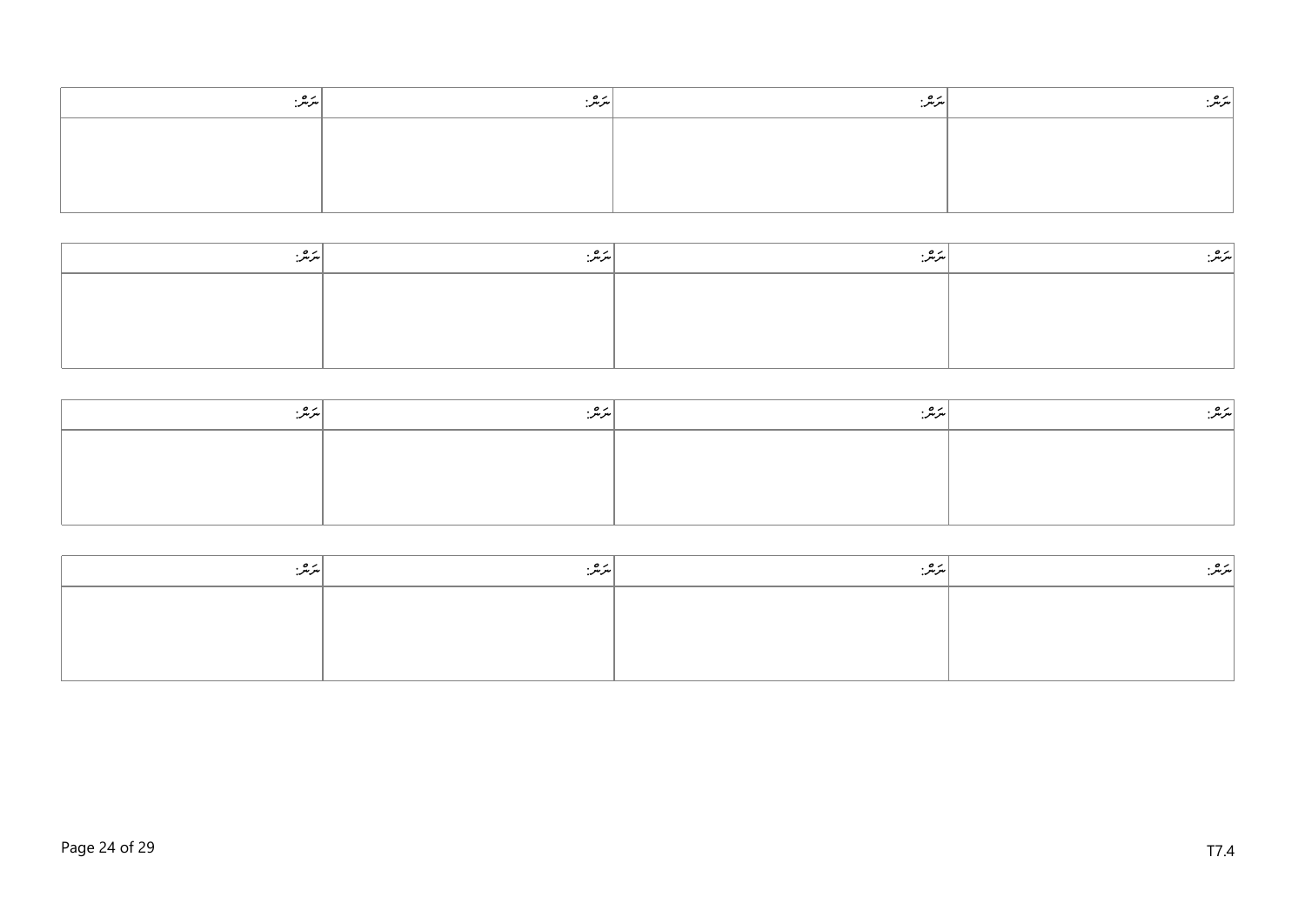| ނަރުދ: | ނަރުދ: | ނަރުދ: | ނަރުދ: |
| --- | --- | --- | --- |
| | | | |

| ނަރުދ: | ނަރުދ: | ނަރުދ: | ނަރުދ: |
| --- | --- | --- | --- |
| | | | |

| ނަރުދ: | ނަރުދ: | ނަރުދ: | ނަރުދ: |
| --- | --- | --- | --- |
| | | | |

| ނަރުދ: | ނަރުދ: | ނަރުދ: | ނަރުދ: |
| --- | --- | --- | --- |
| | | | |

T7.4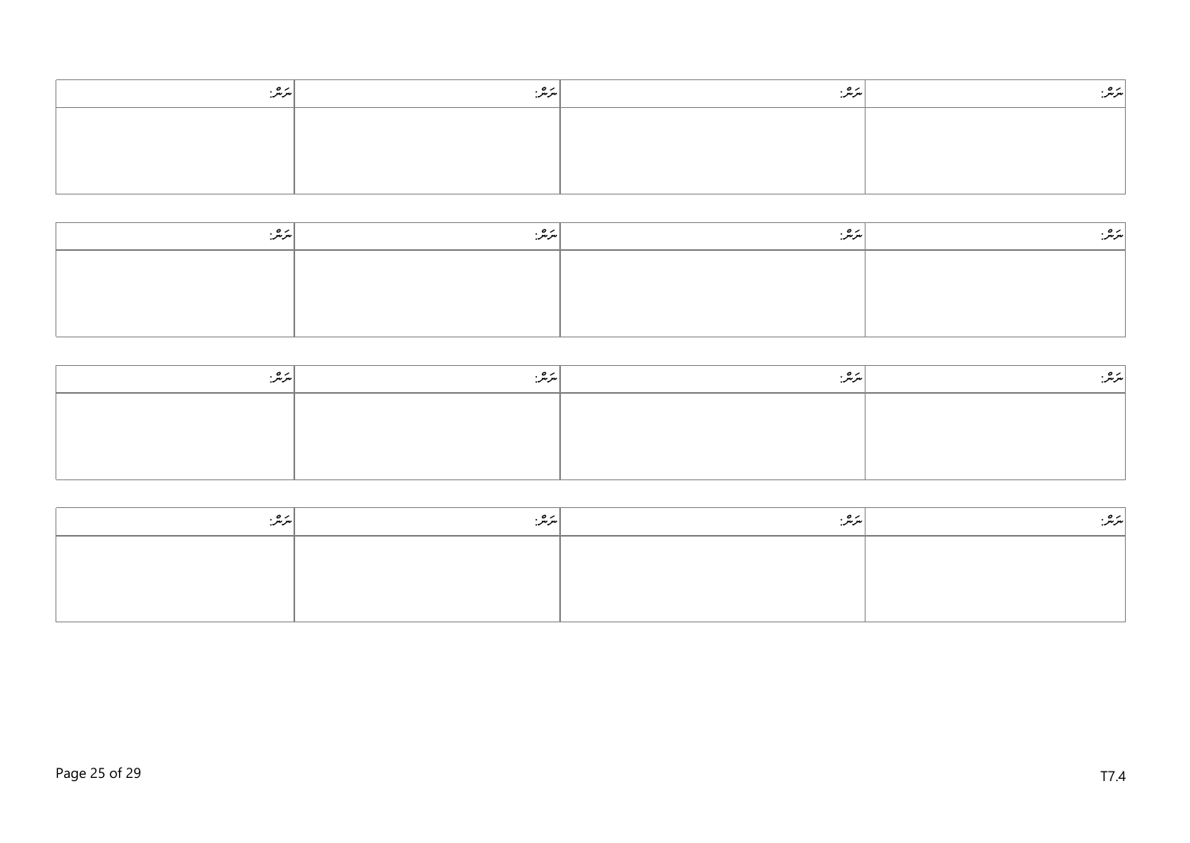| ސަރަޙ: | ސަރަޙ: | ސަރަޙ: | ސަރަޙ: |
| --- | --- | --- | --- |
| | | | |

| ސަރަޙ: | ސަރަޙ: | ސަރަޙ: | ސަރަޙ: |
| --- | --- | --- | --- |
| | | | |

| ސަރަޙ: | ސަރަޙ: | ސަރަޙ: | ސަރަޙ: |
| --- | --- | --- | --- |
| | | | |

| ސަރަޙ: | ސަރަޙ: | ސަރަޙ: | ސަރަޙ: |
| --- | --- | --- | --- |
| | | | |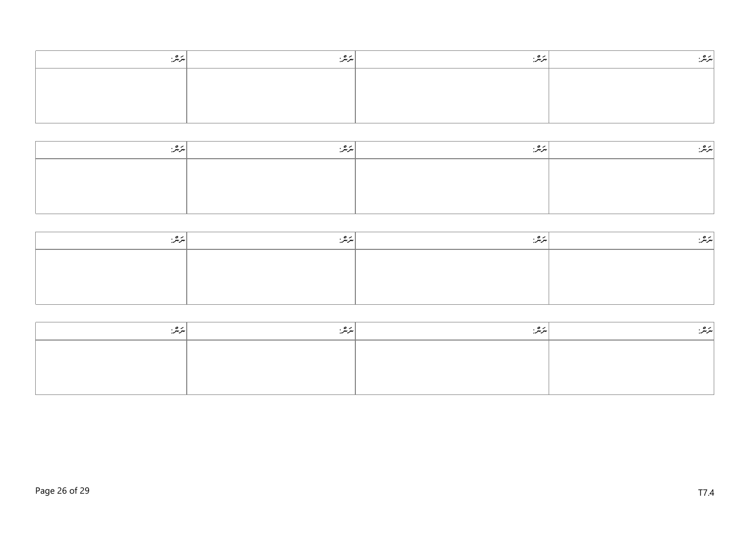| ނަންބަރު: | ނަންބަރު: | ނަންބަރު: | ނަންބަރު: |
| --- | --- | --- | --- |
| | | | |

| ނަންބަރު: | ނަންބަރު: | ނަންބަރު: | ނަންބަރު: |
| --- | --- | --- | --- |
| | | | |

| ނަންބަރު: | ނަންބަރު: | ނަންބަރު: | ނަންބަރު: |
| --- | --- | --- | --- |
| | | | |

| ނަންބަރު: | ނަންބަރު: | ނަންބަރު: | ނަންބަރު: |
| --- | --- | --- | --- |
| | | | |

T7.4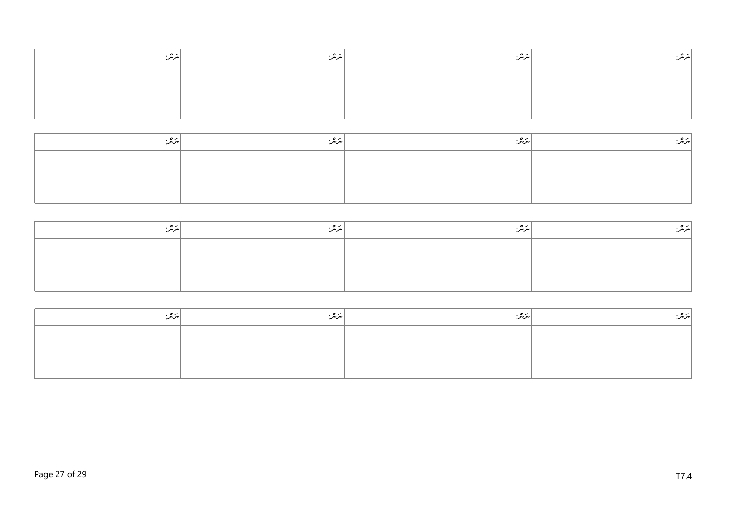| ނަންބަރު: | ނަންބަރު: | ނަންބަރު: | ނަންބަރު: |
|---|---|---|---|
| | | | |

| ނަންބަރު: | ނަންބަރު: | ނަންބަރު: | ނަންބަރު: |
|---|---|---|---|
| | | | |

| ނަންބަރު: | ނަންބަރު: | ނަންބަރު: | ނަންބަރު: |
|---|---|---|---|
| | | | |

| ނަންބަރު: | ނަންބަރު: | ނަންބަރު: | ނަންބަރު: |
|---|---|---|---|
| | | | |

T7.4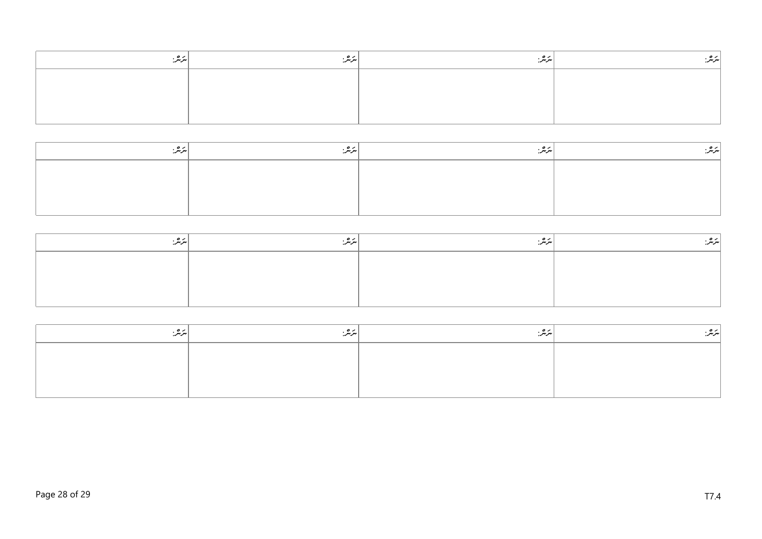| ނަރުދ: | ނަރުދ: | ނަރުދ: | ނަރުދ: |
| --- | --- | --- | --- |
| | | | |

| ނަރުދ: | ނަރުދ: | ނަރުދ: | ނަރުދ: |
| --- | --- | --- | --- |
| | | | |

| ނަރުދ: | ނަރުދ: | ނަރުދ: | ނަރުދ: |
| --- | --- | --- | --- |
| | | | |

| ނަރުދ: | ނަރުދ: | ނަރުދ: | ނަރުދ: |
| --- | --- | --- | --- |
| | | | |

T7.4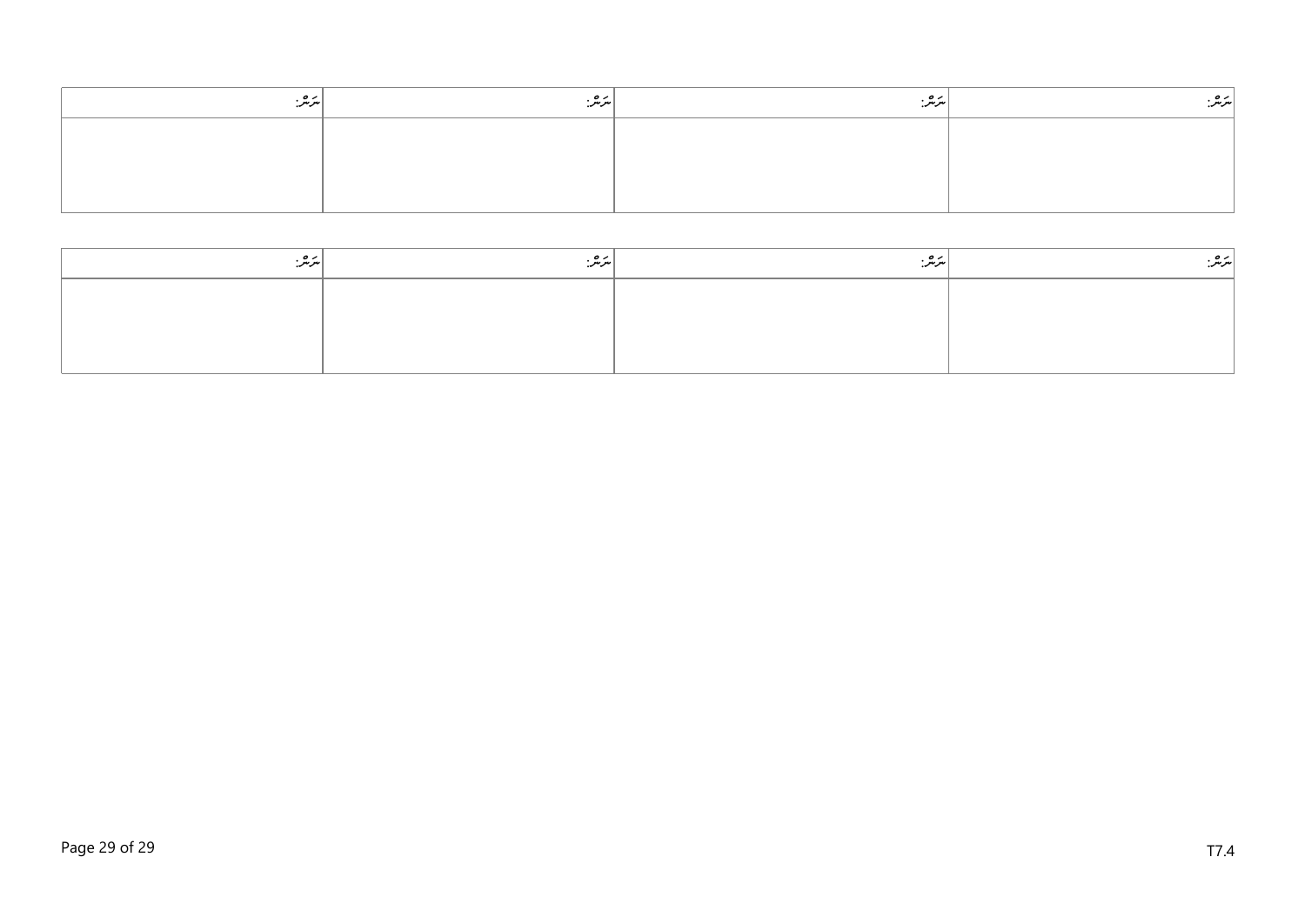| ނަންބަރު: | ނަންބަރު: | ނަންބަރު: | ނަންބަރު: |
|---|---|---|---|
| | | | |

| ނަންބަރު: | ނަންބަރު: | ނަންބަރު: | ނަންބަރު: |
|---|---|---|---|
| | | | |

T7.4